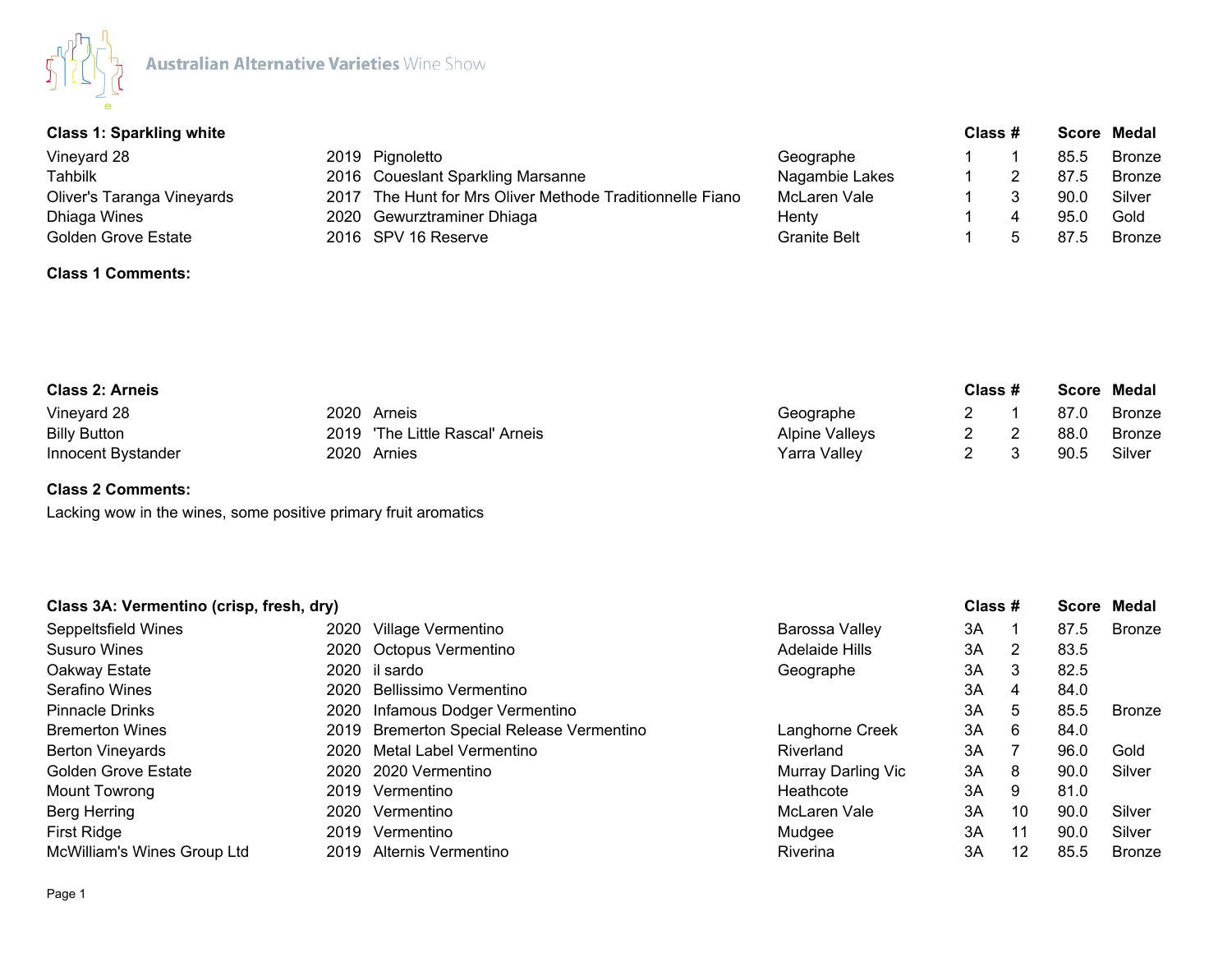Australian Alternative Varieties Wine Show

| Class 1: Sparkling white | | | | Class | # | Score | Medal |
|---|---|---|---|---|---|---|---|
| Vineyard 28 | 2019 | Pignoletto | Geographe | 1 | 1 | 85.5 | Bronze |
| Tahbilk | 2016 | Coueslant Sparkling Marsanne | Nagambie Lakes | 1 | 2 | 87.5 | Bronze |
| Oliver's Taranga Vineyards | 2017 | The Hunt for Mrs Oliver Methode Traditionnelle Fiano | McLaren Vale | 1 | 3 | 90.0 | Silver |
| Dhiaga Wines | 2020 | Gewurztraminer Dhiaga | Henty | 1 | 4 | 95.0 | Gold |
| Golden Grove Estate | 2016 | SPV 16 Reserve | Granite Belt | 1 | 5 | 87.5 | Bronze |

**Class 1 Comments:**

| Class 2: Arneis | | | | Class | # | Score | Medal |
|---|---|---|---|---|---|---|---|
| Vineyard 28 | 2020 | Arneis | Geographe | 2 | 1 | 87.0 | Bronze |
| Billy Button | 2019 | 'The Little Rascal' Arneis | Alpine Valleys | 2 | 2 | 88.0 | Bronze |
| Innocent Bystander | 2020 | Arnies | Yarra Valley | 2 | 3 | 90.5 | Silver |

**Class 2 Comments:**

Lacking wow in the wines, some positive primary fruit aromatics

| Class 3A: Vermentino (crisp, fresh, dry) | | | | Class | # | Score | Medal |
|---|---|---|---|---|---|---|---|
| Seppeltsfield Wines | 2020 | Village Vermentino | Barossa Valley | 3A | 1 | 87.5 | Bronze |
| Susuro Wines | 2020 | Octopus Vermentino | Adelaide Hills | 3A | 2 | 83.5 | |
| Oakway Estate | 2020 | il sardo | Geographe | 3A | 3 | 82.5 | |
| Serafino Wines | 2020 | Bellissimo Vermentino | | 3A | 4 | 84.0 | |
| Pinnacle Drinks | 2020 | Infamous Dodger Vermentino | | 3A | 5 | 85.5 | Bronze |
| Bremerton Wines | 2019 | Bremerton Special Release Vermentino | Langhorne Creek | 3A | 6 | 84.0 | |
| Berton Vineyards | 2020 | Metal Label Vermentino | Riverland | 3A | 7 | 96.0 | Gold |
| Golden Grove Estate | 2020 | 2020 Vermentino | Murray Darling Vic | 3A | 8 | 90.0 | Silver |
| Mount Towrong | 2019 | Vermentino | Heathcote | 3A | 9 | 81.0 | |
| Berg Herring | 2020 | Vermentino | McLaren Vale | 3A | 10 | 90.0 | Silver |
| First Ridge | 2019 | Vermentino | Mudgee | 3A | 11 | 90.0 | Silver |
| McWilliam's Wines Group Ltd | 2019 | Alternis Vermentino | Riverina | 3A | 12 | 85.5 | Bronze |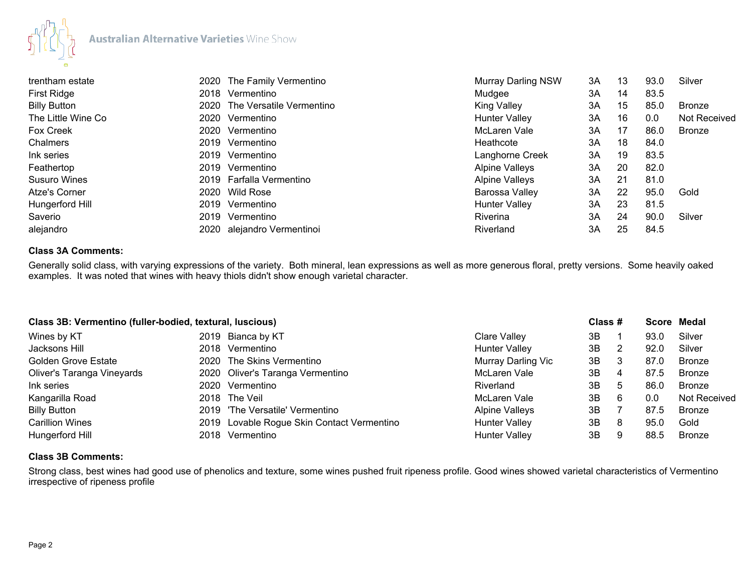| | | | | | | | |
|---|---|---|---|---|---|---|---|
| trentham estate | 2020 | The Family Vermentino | Murray Darling NSW | 3A | 13 | 93.0 | Silver |
| First Ridge | 2018 | Vermentino | Mudgee | 3A | 14 | 83.5 | |
| Billy Button | 2020 | The Versatile Vermentino | King Valley | 3A | 15 | 85.0 | Bronze |
| The Little Wine Co | 2020 | Vermentino | Hunter Valley | 3A | 16 | 0.0 | Not Received |
| Fox Creek | 2020 | Vermentino | McLaren Vale | 3A | 17 | 86.0 | Bronze |
| Chalmers | 2019 | Vermentino | Heathcote | 3A | 18 | 84.0 | |
| Ink series | 2019 | Vermentino | Langhorne Creek | 3A | 19 | 83.5 | |
| Feathertop | 2019 | Vermentino | Alpine Valleys | 3A | 20 | 82.0 | |
| Susuro Wines | 2019 | Farfalla Vermentino | Alpine Valleys | 3A | 21 | 81.0 | |
| Atze's Corner | 2020 | Wild Rose | Barossa Valley | 3A | 22 | 95.0 | Gold |
| Hungerford Hill | 2019 | Vermentino | Hunter Valley | 3A | 23 | 81.5 | |
| Saverio | 2019 | Vermentino | Riverina | 3A | 24 | 90.0 | Silver |
| alejandro | 2020 | alejandro Vermentinoi | Riverland | 3A | 25 | 84.5 | |

**Class 3A Comments:**

Generally solid class, with varying expressions of the variety. Both mineral, lean expressions as well as more generous floral, pretty versions. Some heavily oaked examples. It was noted that wines with heavy thiols didn't show enough varietal character.

| **Class 3B: Vermentino (fuller-bodied, textural, luscious)** | | | | **Class #** | | **Score** | **Medal** |
|---|---|---|---|---|---|---|---|
| Wines by KT | 2019 | Bianca by KT | Clare Valley | 3B | 1 | 93.0 | Silver |
| Jacksons Hill | 2018 | Vermentino | Hunter Valley | 3B | 2 | 92.0 | Silver |
| Golden Grove Estate | 2020 | The Skins Vermentino | Murray Darling Vic | 3B | 3 | 87.0 | Bronze |
| Oliver's Taranga Vineyards | 2020 | Oliver's Taranga Vermentino | McLaren Vale | 3B | 4 | 87.5 | Bronze |
| Ink series | 2020 | Vermentino | Riverland | 3B | 5 | 86.0 | Bronze |
| Kangarilla Road | 2018 | The Veil | McLaren Vale | 3B | 6 | 0.0 | Not Received |
| Billy Button | 2019 | 'The Versatile' Vermentino | Alpine Valleys | 3B | 7 | 87.5 | Bronze |
| Carillion Wines | 2019 | Lovable Rogue Skin Contact Vermentino | Hunter Valley | 3B | 8 | 95.0 | Gold |
| Hungerford Hill | 2018 | Vermentino | Hunter Valley | 3B | 9 | 88.5 | Bronze |

**Class 3B Comments:**

Strong class, best wines had good use of phenolics and texture, some wines pushed fruit ripeness profile. Good wines showed varietal characteristics of Vermentino irrespective of ripeness profile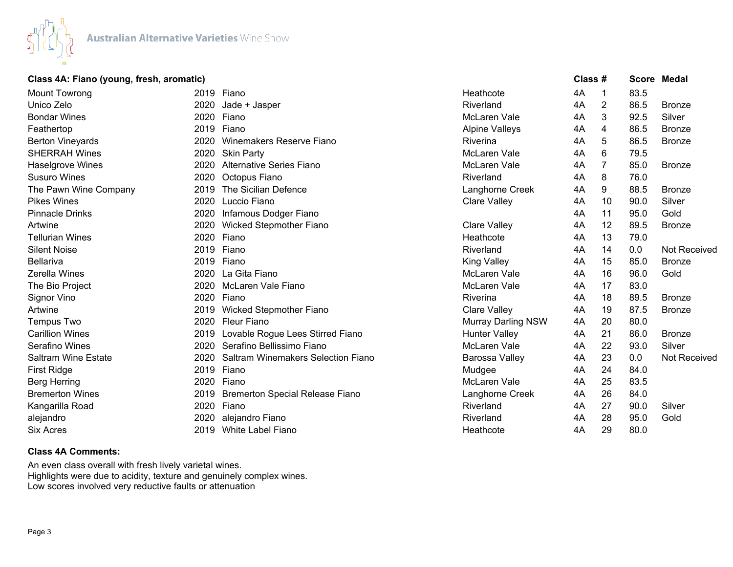Australian Alternative Varieties Wine Show

| Class 4A: Fiano (young, fresh, aromatic) | | | | Class | # | Score | Medal |
|---|---|---|---|---|---|---|---|
| Mount Towrong | 2019 | Fiano | Heathcote | 4A | 1 | 83.5 | |
| Unico Zelo | 2020 | Jade + Jasper | Riverland | 4A | 2 | 86.5 | Bronze |
| Bondar Wines | 2020 | Fiano | McLaren Vale | 4A | 3 | 92.5 | Silver |
| Feathertop | 2019 | Fiano | Alpine Valleys | 4A | 4 | 86.5 | Bronze |
| Berton Vineyards | 2020 | Winemakers Reserve Fiano | Riverina | 4A | 5 | 86.5 | Bronze |
| SHERRAH Wines | 2020 | Skin Party | McLaren Vale | 4A | 6 | 79.5 | |
| Haselgrove Wines | 2020 | Alternative Series Fiano | McLaren Vale | 4A | 7 | 85.0 | Bronze |
| Susuro Wines | 2020 | Octopus Fiano | Riverland | 4A | 8 | 76.0 | |
| The Pawn Wine Company | 2019 | The Sicilian Defence | Langhorne Creek | 4A | 9 | 88.5 | Bronze |
| Pikes Wines | 2020 | Luccio Fiano | Clare Valley | 4A | 10 | 90.0 | Silver |
| Pinnacle Drinks | 2020 | Infamous Dodger Fiano | | 4A | 11 | 95.0 | Gold |
| Artwine | 2020 | Wicked Stepmother Fiano | Clare Valley | 4A | 12 | 89.5 | Bronze |
| Tellurian Wines | 2020 | Fiano | Heathcote | 4A | 13 | 79.0 | |
| Silent Noise | 2019 | Fiano | Riverland | 4A | 14 | 0.0 | Not Received |
| Bellariva | 2019 | Fiano | King Valley | 4A | 15 | 85.0 | Bronze |
| Zerella Wines | 2020 | La Gita Fiano | McLaren Vale | 4A | 16 | 96.0 | Gold |
| The Bio Project | 2020 | McLaren Vale Fiano | McLaren Vale | 4A | 17 | 83.0 | |
| Signor Vino | 2020 | Fiano | Riverina | 4A | 18 | 89.5 | Bronze |
| Artwine | 2019 | Wicked Stepmother Fiano | Clare Valley | 4A | 19 | 87.5 | Bronze |
| Tempus Two | 2020 | Fleur Fiano | Murray Darling NSW | 4A | 20 | 80.0 | |
| Carillion Wines | 2019 | Lovable Rogue Lees Stirred Fiano | Hunter Valley | 4A | 21 | 86.0 | Bronze |
| Serafino Wines | 2020 | Serafino Bellissimo Fiano | McLaren Vale | 4A | 22 | 93.0 | Silver |
| Saltram Wine Estate | 2020 | Saltram Winemakers Selection Fiano | Barossa Valley | 4A | 23 | 0.0 | Not Received |
| First Ridge | 2019 | Fiano | Mudgee | 4A | 24 | 84.0 | |
| Berg Herring | 2020 | Fiano | McLaren Vale | 4A | 25 | 83.5 | |
| Bremerton Wines | 2019 | Bremerton Special Release Fiano | Langhorne Creek | 4A | 26 | 84.0 | |
| Kangarilla Road | 2020 | Fiano | Riverland | 4A | 27 | 90.0 | Silver |
| alejandro | 2020 | alejandro Fiano | Riverland | 4A | 28 | 95.0 | Gold |
| Six Acres | 2019 | White Label Fiano | Heathcote | 4A | 29 | 80.0 | |

**Class 4A Comments:**

An even class overall with fresh lively varietal wines.
Highlights were due to acidity, texture and genuinely complex wines.
Low scores involved very reductive faults or attenuation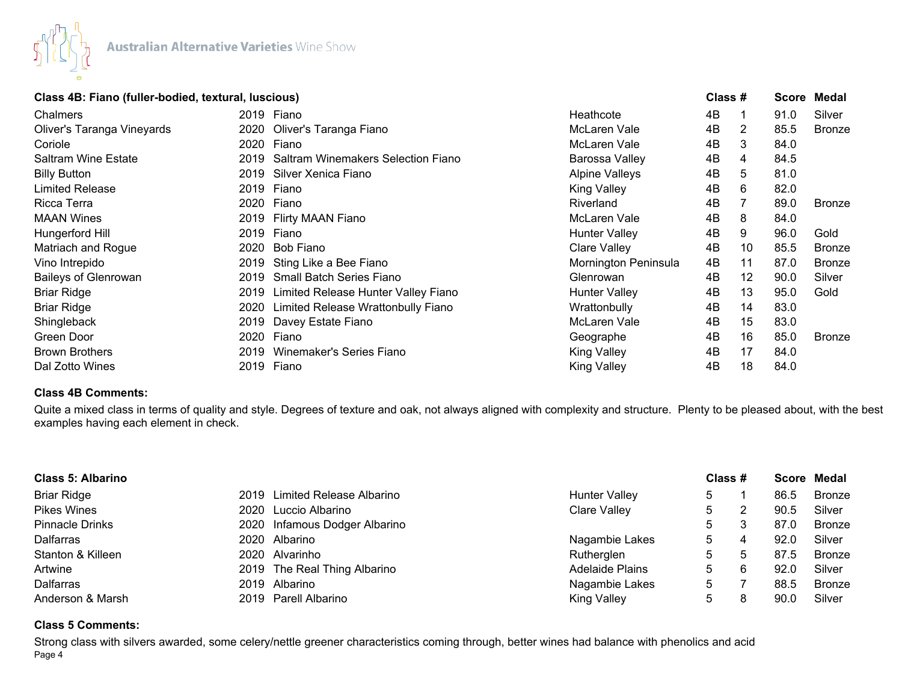### Class 4B: Fiano (fuller-bodied, textural, luscious)

| Exhibitor | Vintage | Wine | Region | Class | # | Score | Medal |
|---|---|---|---|---|---|---|---|
| Chalmers | 2019 | Fiano | Heathcote | 4B | 1 | 91.0 | Silver |
| Oliver's Taranga Vineyards | 2020 | Oliver's Taranga Fiano | McLaren Vale | 4B | 2 | 85.5 | Bronze |
| Coriole | 2020 | Fiano | McLaren Vale | 4B | 3 | 84.0 | |
| Saltram Wine Estate | 2019 | Saltram Winemakers Selection Fiano | Barossa Valley | 4B | 4 | 84.5 | |
| Billy Button | 2019 | Silver Xenica Fiano | Alpine Valleys | 4B | 5 | 81.0 | |
| Limited Release | 2019 | Fiano | King Valley | 4B | 6 | 82.0 | |
| Ricca Terra | 2020 | Fiano | Riverland | 4B | 7 | 89.0 | Bronze |
| MAAN Wines | 2019 | Flirty MAAN Fiano | McLaren Vale | 4B | 8 | 84.0 | |
| Hungerford Hill | 2019 | Fiano | Hunter Valley | 4B | 9 | 96.0 | Gold |
| Matriach and Rogue | 2020 | Bob Fiano | Clare Valley | 4B | 10 | 85.5 | Bronze |
| Vino Intrepido | 2019 | Sting Like a Bee Fiano | Mornington Peninsula | 4B | 11 | 87.0 | Bronze |
| Baileys of Glenrowan | 2019 | Small Batch Series Fiano | Glenrowan | 4B | 12 | 90.0 | Silver |
| Briar Ridge | 2019 | Limited Release Hunter Valley Fiano | Hunter Valley | 4B | 13 | 95.0 | Gold |
| Briar Ridge | 2020 | Limited Release Wrattonbully Fiano | Wrattonbully | 4B | 14 | 83.0 | |
| Shingleback | 2019 | Davey Estate Fiano | McLaren Vale | 4B | 15 | 83.0 | |
| Green Door | 2020 | Fiano | Geographe | 4B | 16 | 85.0 | Bronze |
| Brown Brothers | 2019 | Winemaker's Series Fiano | King Valley | 4B | 17 | 84.0 | |
| Dal Zotto Wines | 2019 | Fiano | King Valley | 4B | 18 | 84.0 | |

**Class 4B Comments:**

Quite a mixed class in terms of quality and style. Degrees of texture and oak, not always aligned with complexity and structure. Plenty to be pleased about, with the best examples having each element in check.

### Class 5: Albarino

| Exhibitor | Vintage | Wine | Region | Class | # | Score | Medal |
|---|---|---|---|---|---|---|---|
| Briar Ridge | 2019 | Limited Release Albarino | Hunter Valley | 5 | 1 | 86.5 | Bronze |
| Pikes Wines | 2020 | Luccio Albarino | Clare Valley | 5 | 2 | 90.5 | Silver |
| Pinnacle Drinks | 2020 | Infamous Dodger Albarino | | 5 | 3 | 87.0 | Bronze |
| Dalfarras | 2020 | Albarino | Nagambie Lakes | 5 | 4 | 92.0 | Silver |
| Stanton & Killeen | 2020 | Alvarinho | Rutherglen | 5 | 5 | 87.5 | Bronze |
| Artwine | 2019 | The Real Thing Albarino | Adelaide Plains | 5 | 6 | 92.0 | Silver |
| Dalfarras | 2019 | Albarino | Nagambie Lakes | 5 | 7 | 88.5 | Bronze |
| Anderson & Marsh | 2019 | Parell Albarino | King Valley | 5 | 8 | 90.0 | Silver |

**Class 5 Comments:**

Strong class with silvers awarded, some celery/nettle greener characteristics coming through, better wines had balance with phenolics and acid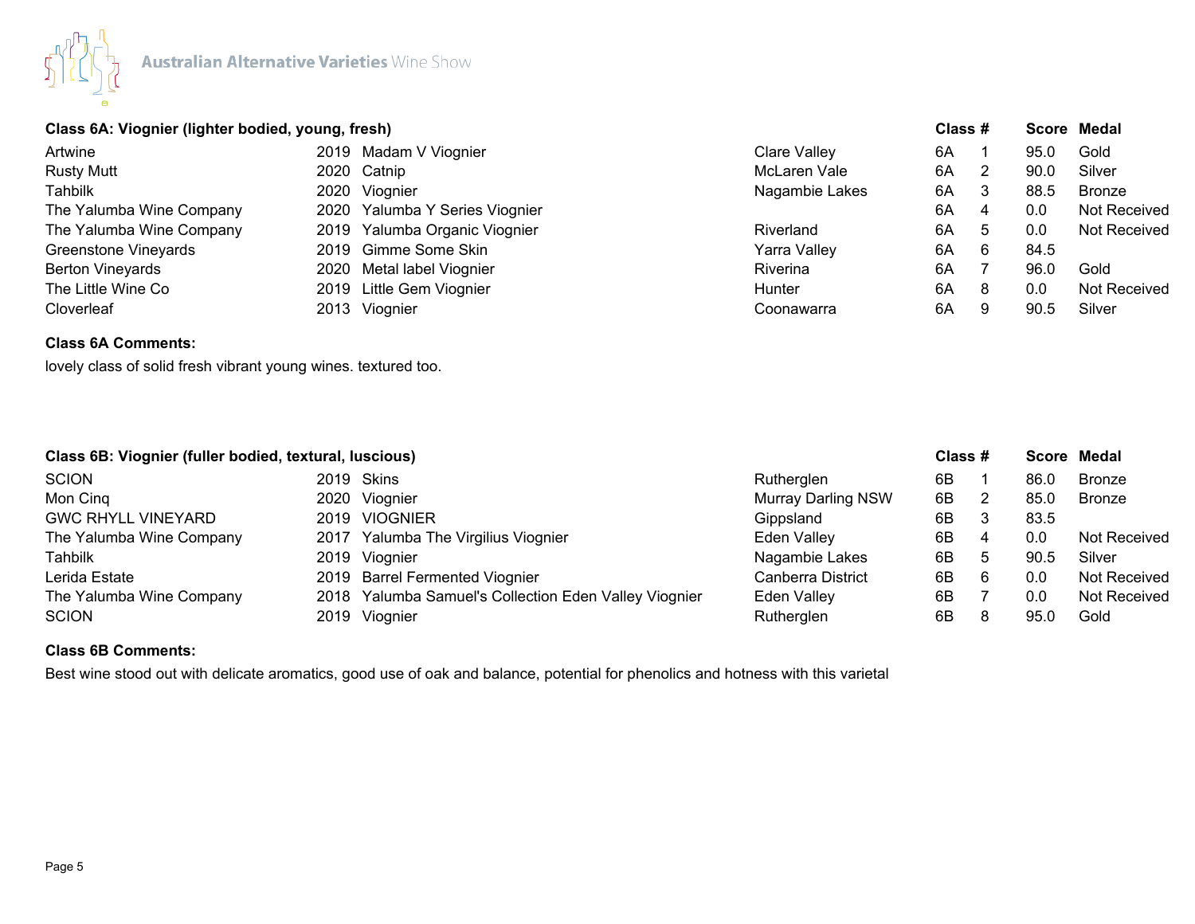## Class 6A: Viognier (lighter bodied, young, fresh)

| Exhibitor | Vintage | Wine | Region | Class | # | Score | Medal |
|---|---|---|---|---|---|---|---|
| Artwine | 2019 | Madam V Viognier | Clare Valley | 6A | 1 | 95.0 | Gold |
| Rusty Mutt | 2020 | Catnip | McLaren Vale | 6A | 2 | 90.0 | Silver |
| Tahbilk | 2020 | Viognier | Nagambie Lakes | 6A | 3 | 88.5 | Bronze |
| The Yalumba Wine Company | 2020 | Yalumba Y Series Viognier | | 6A | 4 | 0.0 | Not Received |
| The Yalumba Wine Company | 2019 | Yalumba Organic Viognier | Riverland | 6A | 5 | 0.0 | Not Received |
| Greenstone Vineyards | 2019 | Gimme Some Skin | Yarra Valley | 6A | 6 | 84.5 | |
| Berton Vineyards | 2020 | Metal label Viognier | Riverina | 6A | 7 | 96.0 | Gold |
| The Little Wine Co | 2019 | Little Gem Viognier | Hunter | 6A | 8 | 0.0 | Not Received |
| Cloverleaf | 2013 | Viognier | Coonawarra | 6A | 9 | 90.5 | Silver |

**Class 6A Comments:**

lovely class of solid fresh vibrant young wines. textured too.

## Class 6B: Viognier (fuller bodied, textural, luscious)

| Exhibitor | Vintage | Wine | Region | Class | # | Score | Medal |
|---|---|---|---|---|---|---|---|
| SCION | 2019 | Skins | Rutherglen | 6B | 1 | 86.0 | Bronze |
| Mon Cinq | 2020 | Viognier | Murray Darling NSW | 6B | 2 | 85.0 | Bronze |
| GWC RHYLL VINEYARD | 2019 | VIOGNIER | Gippsland | 6B | 3 | 83.5 | |
| The Yalumba Wine Company | 2017 | Yalumba The Virgilius Viognier | Eden Valley | 6B | 4 | 0.0 | Not Received |
| Tahbilk | 2019 | Viognier | Nagambie Lakes | 6B | 5 | 90.5 | Silver |
| Lerida Estate | 2019 | Barrel Fermented Viognier | Canberra District | 6B | 6 | 0.0 | Not Received |
| The Yalumba Wine Company | 2018 | Yalumba Samuel's Collection Eden Valley Viognier | Eden Valley | 6B | 7 | 0.0 | Not Received |
| SCION | 2019 | Viognier | Rutherglen | 6B | 8 | 95.0 | Gold |

**Class 6B Comments:**

Best wine stood out with delicate aromatics, good use of oak and balance, potential for phenolics and hotness with this varietal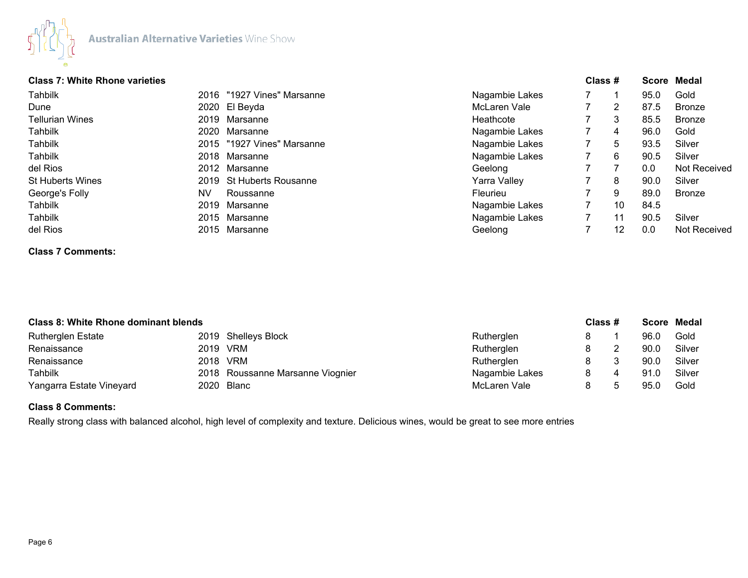## Class 7: White Rhone varieties

| Exhibitor | Vintage | Wine | Region | Class | # | Score | Medal |
|---|---|---|---|---|---|---|---|
| Tahbilk | 2016 | "1927 Vines" Marsanne | Nagambie Lakes | 7 | 1 | 95.0 | Gold |
| Dune | 2020 | El Beyda | McLaren Vale | 7 | 2 | 87.5 | Bronze |
| Tellurian Wines | 2019 | Marsanne | Heathcote | 7 | 3 | 85.5 | Bronze |
| Tahbilk | 2020 | Marsanne | Nagambie Lakes | 7 | 4 | 96.0 | Gold |
| Tahbilk | 2015 | "1927 Vines" Marsanne | Nagambie Lakes | 7 | 5 | 93.5 | Silver |
| Tahbilk | 2018 | Marsanne | Nagambie Lakes | 7 | 6 | 90.5 | Silver |
| del Rios | 2012 | Marsanne | Geelong | 7 | 7 | 0.0 | Not Received |
| St Huberts Wines | 2019 | St Huberts Rousanne | Yarra Valley | 7 | 8 | 90.0 | Silver |
| George's Folly | NV | Roussanne | Fleurieu | 7 | 9 | 89.0 | Bronze |
| Tahbilk | 2019 | Marsanne | Nagambie Lakes | 7 | 10 | 84.5 | |
| Tahbilk | 2015 | Marsanne | Nagambie Lakes | 7 | 11 | 90.5 | Silver |
| del Rios | 2015 | Marsanne | Geelong | 7 | 12 | 0.0 | Not Received |

**Class 7 Comments:**

## Class 8: White Rhone dominant blends

| Exhibitor | Vintage | Wine | Region | Class | # | Score | Medal |
|---|---|---|---|---|---|---|---|
| Rutherglen Estate | 2019 | Shelleys Block | Rutherglen | 8 | 1 | 96.0 | Gold |
| Renaissance | 2019 | VRM | Rutherglen | 8 | 2 | 90.0 | Silver |
| Renaissance | 2018 | VRM | Rutherglen | 8 | 3 | 90.0 | Silver |
| Tahbilk | 2018 | Roussanne Marsanne Viognier | Nagambie Lakes | 8 | 4 | 91.0 | Silver |
| Yangarra Estate Vineyard | 2020 | Blanc | McLaren Vale | 8 | 5 | 95.0 | Gold |

**Class 8 Comments:**

Really strong class with balanced alcohol, high level of complexity and texture. Delicious wines, would be great to see more entries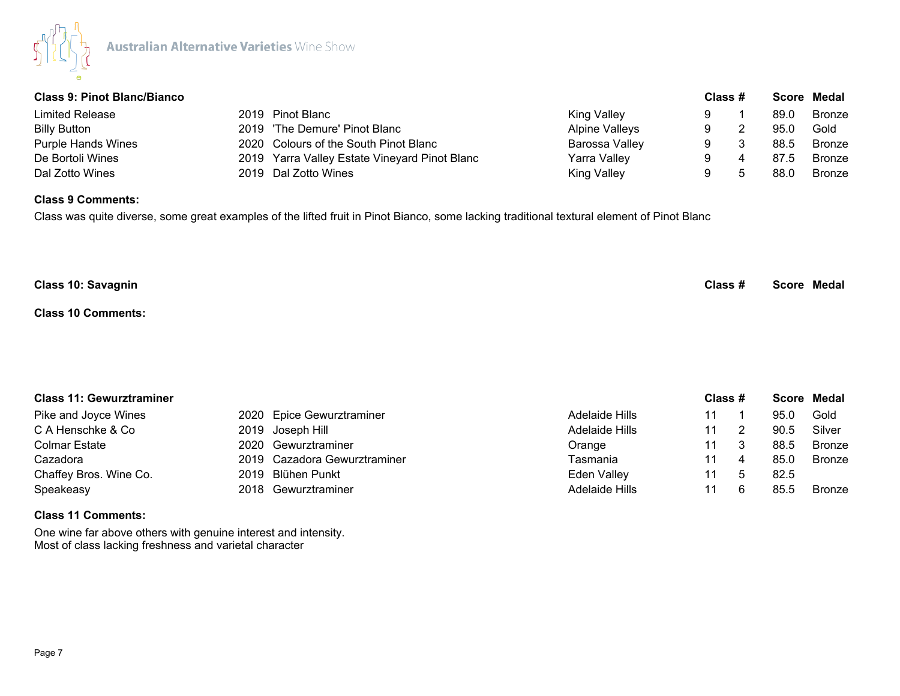## Class 9: Pinot Blanc/Bianco

| Exhibitor | Vintage | Wine | Region | Class # | | Score | Medal |
|---|---|---|---|---|---|---|---|
| Limited Release | 2019 | Pinot Blanc | King Valley | 9 | 1 | 89.0 | Bronze |
| Billy Button | 2019 | 'The Demure' Pinot Blanc | Alpine Valleys | 9 | 2 | 95.0 | Gold |
| Purple Hands Wines | 2020 | Colours of the South Pinot Blanc | Barossa Valley | 9 | 3 | 88.5 | Bronze |
| De Bortoli Wines | 2019 | Yarra Valley Estate Vineyard Pinot Blanc | Yarra Valley | 9 | 4 | 87.5 | Bronze |
| Dal Zotto Wines | 2019 | Dal Zotto Wines | King Valley | 9 | 5 | 88.0 | Bronze |

**Class 9 Comments:**

Class was quite diverse, some great examples of the lifted fruit in Pinot Bianco, some lacking traditional textural element of Pinot Blanc

## Class 10: Savagnin

| Class # | Score | Medal |
|---|---|---|

**Class 10 Comments:**

## Class 11: Gewurztraminer

| Exhibitor | Vintage | Wine | Region | Class # | | Score | Medal |
|---|---|---|---|---|---|---|---|
| Pike and Joyce Wines | 2020 | Epice Gewurztraminer | Adelaide Hills | 11 | 1 | 95.0 | Gold |
| C A Henschke & Co | 2019 | Joseph Hill | Adelaide Hills | 11 | 2 | 90.5 | Silver |
| Colmar Estate | 2020 | Gewurztraminer | Orange | 11 | 3 | 88.5 | Bronze |
| Cazadora | 2019 | Cazadora Gewurztraminer | Tasmania | 11 | 4 | 85.0 | Bronze |
| Chaffey Bros. Wine Co. | 2019 | Blühen Punkt | Eden Valley | 11 | 5 | 82.5 | |
| Speakeasy | 2018 | Gewurztraminer | Adelaide Hills | 11 | 6 | 85.5 | Bronze |

**Class 11 Comments:**

One wine far above others with genuine interest and intensity.
Most of class lacking freshness and varietal character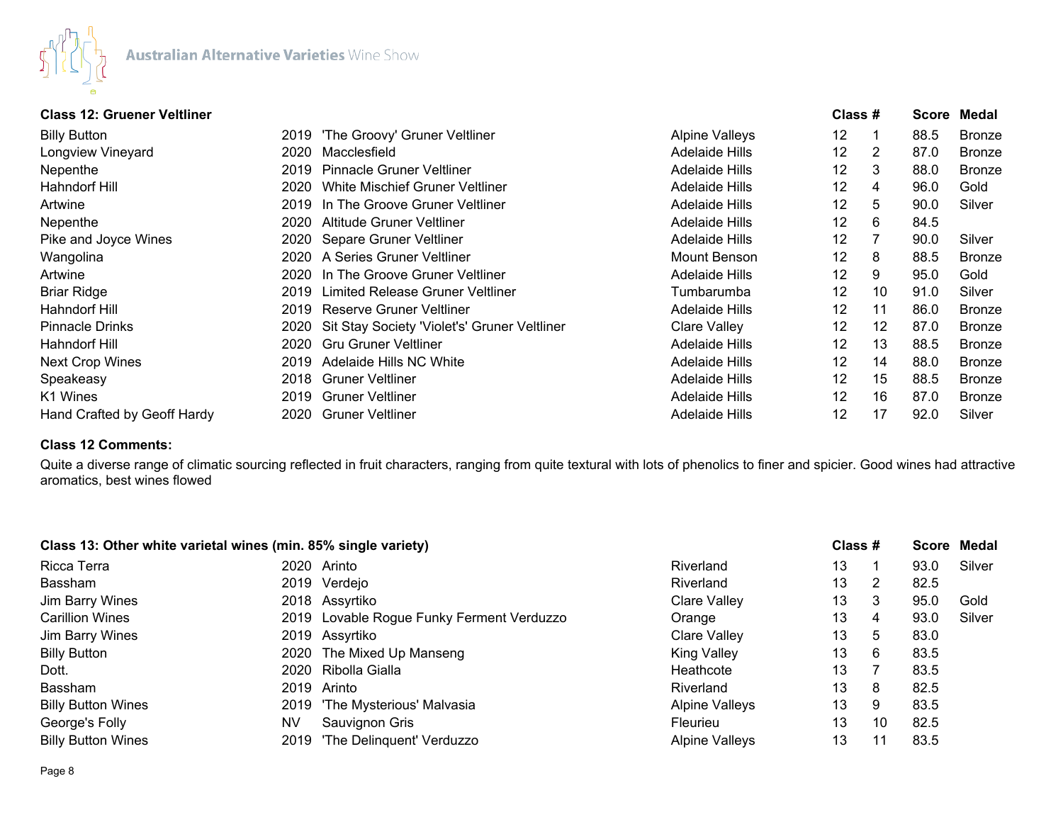## Class 12: Gruener Veltliner

| Exhibitor | Vintage | Wine | Region | Class | # | Score | Medal |
|---|---|---|---|---|---|---|---|
| Billy Button | 2019 | 'The Groovy' Gruner Veltliner | Alpine Valleys | 12 | 1 | 88.5 | Bronze |
| Longview Vineyard | 2020 | Macclesfield | Adelaide Hills | 12 | 2 | 87.0 | Bronze |
| Nepenthe | 2019 | Pinnacle Gruner Veltliner | Adelaide Hills | 12 | 3 | 88.0 | Bronze |
| Hahndorf Hill | 2020 | White Mischief Gruner Veltliner | Adelaide Hills | 12 | 4 | 96.0 | Gold |
| Artwine | 2019 | In The Groove Gruner Veltliner | Adelaide Hills | 12 | 5 | 90.0 | Silver |
| Nepenthe | 2020 | Altitude Gruner Veltliner | Adelaide Hills | 12 | 6 | 84.5 | |
| Pike and Joyce Wines | 2020 | Separe Gruner Veltliner | Adelaide Hills | 12 | 7 | 90.0 | Silver |
| Wangolina | 2020 | A Series Gruner Veltliner | Mount Benson | 12 | 8 | 88.5 | Bronze |
| Artwine | 2020 | In The Groove Gruner Veltliner | Adelaide Hills | 12 | 9 | 95.0 | Gold |
| Briar Ridge | 2019 | Limited Release Gruner Veltliner | Tumbarumba | 12 | 10 | 91.0 | Silver |
| Hahndorf Hill | 2019 | Reserve Gruner Veltliner | Adelaide Hills | 12 | 11 | 86.0 | Bronze |
| Pinnacle Drinks | 2020 | Sit Stay Society 'Violet's' Gruner Veltliner | Clare Valley | 12 | 12 | 87.0 | Bronze |
| Hahndorf Hill | 2020 | Gru Gruner Veltliner | Adelaide Hills | 12 | 13 | 88.5 | Bronze |
| Next Crop Wines | 2019 | Adelaide Hills NC White | Adelaide Hills | 12 | 14 | 88.0 | Bronze |
| Speakeasy | 2018 | Gruner Veltliner | Adelaide Hills | 12 | 15 | 88.5 | Bronze |
| K1 Wines | 2019 | Gruner Veltliner | Adelaide Hills | 12 | 16 | 87.0 | Bronze |
| Hand Crafted by Geoff Hardy | 2020 | Gruner Veltliner | Adelaide Hills | 12 | 17 | 92.0 | Silver |

**Class 12 Comments:**

Quite a diverse range of climatic sourcing reflected in fruit characters, ranging from quite textural with lots of phenolics to finer and spicier. Good wines had attractive aromatics, best wines flowed

## Class 13: Other white varietal wines (min. 85% single variety)

| Exhibitor | Vintage | Wine | Region | Class | # | Score | Medal |
|---|---|---|---|---|---|---|---|
| Ricca Terra | 2020 | Arinto | Riverland | 13 | 1 | 93.0 | Silver |
| Bassham | 2019 | Verdejo | Riverland | 13 | 2 | 82.5 | |
| Jim Barry Wines | 2018 | Assyrtiko | Clare Valley | 13 | 3 | 95.0 | Gold |
| Carillion Wines | 2019 | Lovable Rogue Funky Ferment Verduzzo | Orange | 13 | 4 | 93.0 | Silver |
| Jim Barry Wines | 2019 | Assyrtiko | Clare Valley | 13 | 5 | 83.0 | |
| Billy Button | 2020 | The Mixed Up Manseng | King Valley | 13 | 6 | 83.5 | |
| Dott. | 2020 | Ribolla Gialla | Heathcote | 13 | 7 | 83.5 | |
| Bassham | 2019 | Arinto | Riverland | 13 | 8 | 82.5 | |
| Billy Button Wines | 2019 | 'The Mysterious' Malvasia | Alpine Valleys | 13 | 9 | 83.5 | |
| George's Folly | NV | Sauvignon Gris | Fleurieu | 13 | 10 | 82.5 | |
| Billy Button Wines | 2019 | 'The Delinquent' Verduzzo | Alpine Valleys | 13 | 11 | 83.5 | |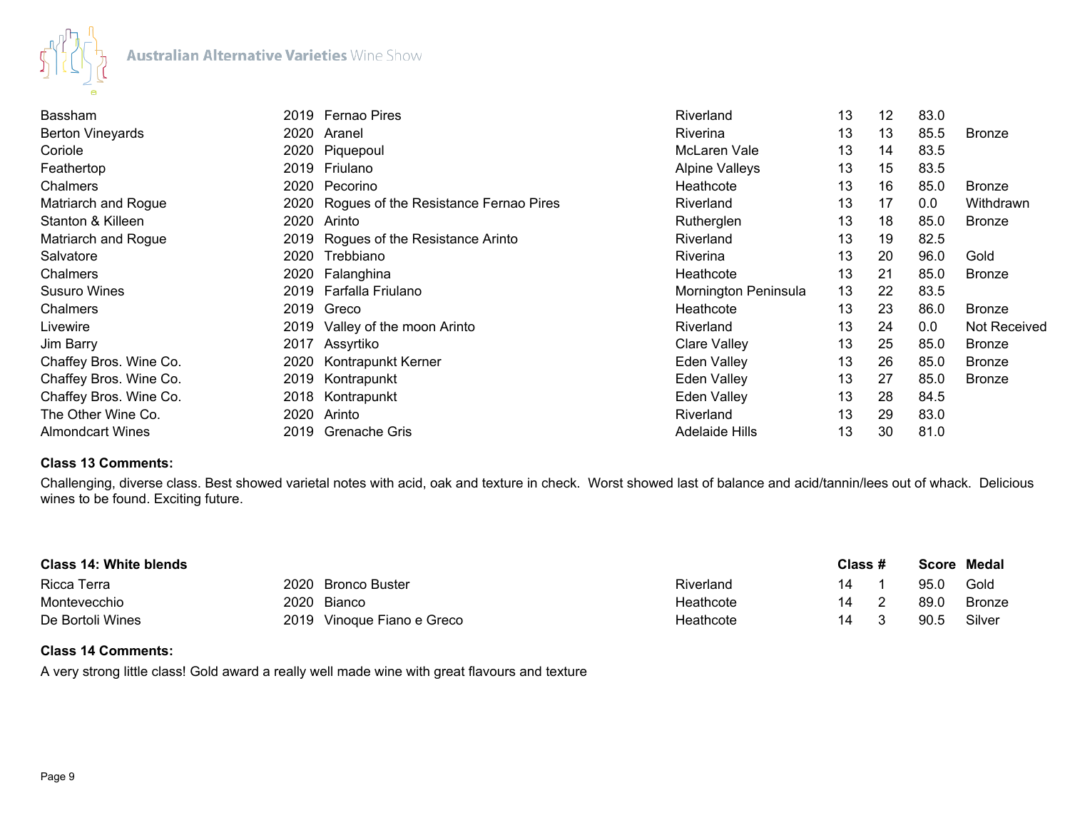| | | | | | | | |
|---|---|---|---|---|---|---|---|
| Bassham | 2019 | Fernao Pires | Riverland | 13 | 12 | 83.0 | |
| Berton Vineyards | 2020 | Aranel | Riverina | 13 | 13 | 85.5 | Bronze |
| Coriole | 2020 | Piquepoul | McLaren Vale | 13 | 14 | 83.5 | |
| Feathertop | 2019 | Friulano | Alpine Valleys | 13 | 15 | 83.5 | |
| Chalmers | 2020 | Pecorino | Heathcote | 13 | 16 | 85.0 | Bronze |
| Matriarch and Rogue | 2020 | Rogues of the Resistance Fernao Pires | Riverland | 13 | 17 | 0.0 | Withdrawn |
| Stanton & Killeen | 2020 | Arinto | Rutherglen | 13 | 18 | 85.0 | Bronze |
| Matriarch and Rogue | 2019 | Rogues of the Resistance Arinto | Riverland | 13 | 19 | 82.5 | |
| Salvatore | 2020 | Trebbiano | Riverina | 13 | 20 | 96.0 | Gold |
| Chalmers | 2020 | Falanghina | Heathcote | 13 | 21 | 85.0 | Bronze |
| Susuro Wines | 2019 | Farfalla Friulano | Mornington Peninsula | 13 | 22 | 83.5 | |
| Chalmers | 2019 | Greco | Heathcote | 13 | 23 | 86.0 | Bronze |
| Livewire | 2019 | Valley of the moon Arinto | Riverland | 13 | 24 | 0.0 | Not Received |
| Jim Barry | 2017 | Assyrtiko | Clare Valley | 13 | 25 | 85.0 | Bronze |
| Chaffey Bros. Wine Co. | 2020 | Kontrapunkt Kerner | Eden Valley | 13 | 26 | 85.0 | Bronze |
| Chaffey Bros. Wine Co. | 2019 | Kontrapunkt | Eden Valley | 13 | 27 | 85.0 | Bronze |
| Chaffey Bros. Wine Co. | 2018 | Kontrapunkt | Eden Valley | 13 | 28 | 84.5 | |
| The Other Wine Co. | 2020 | Arinto | Riverland | 13 | 29 | 83.0 | |
| Almondcart Wines | 2019 | Grenache Gris | Adelaide Hills | 13 | 30 | 81.0 | |

**Class 13 Comments:**

Challenging, diverse class. Best showed varietal notes with acid, oak and texture in check. Worst showed last of balance and acid/tannin/lees out of whack. Delicious wines to be found. Exciting future.

| **Class 14: White blends** | | | | **Class #** | | **Score** | **Medal** |
|---|---|---|---|---|---|---|---|
| Ricca Terra | 2020 | Bronco Buster | Riverland | 14 | 1 | 95.0 | Gold |
| Montevecchio | 2020 | Bianco | Heathcote | 14 | 2 | 89.0 | Bronze |
| De Bortoli Wines | 2019 | Vinoque Fiano e Greco | Heathcote | 14 | 3 | 90.5 | Silver |

**Class 14 Comments:**

A very strong little class! Gold award a really well made wine with great flavours and texture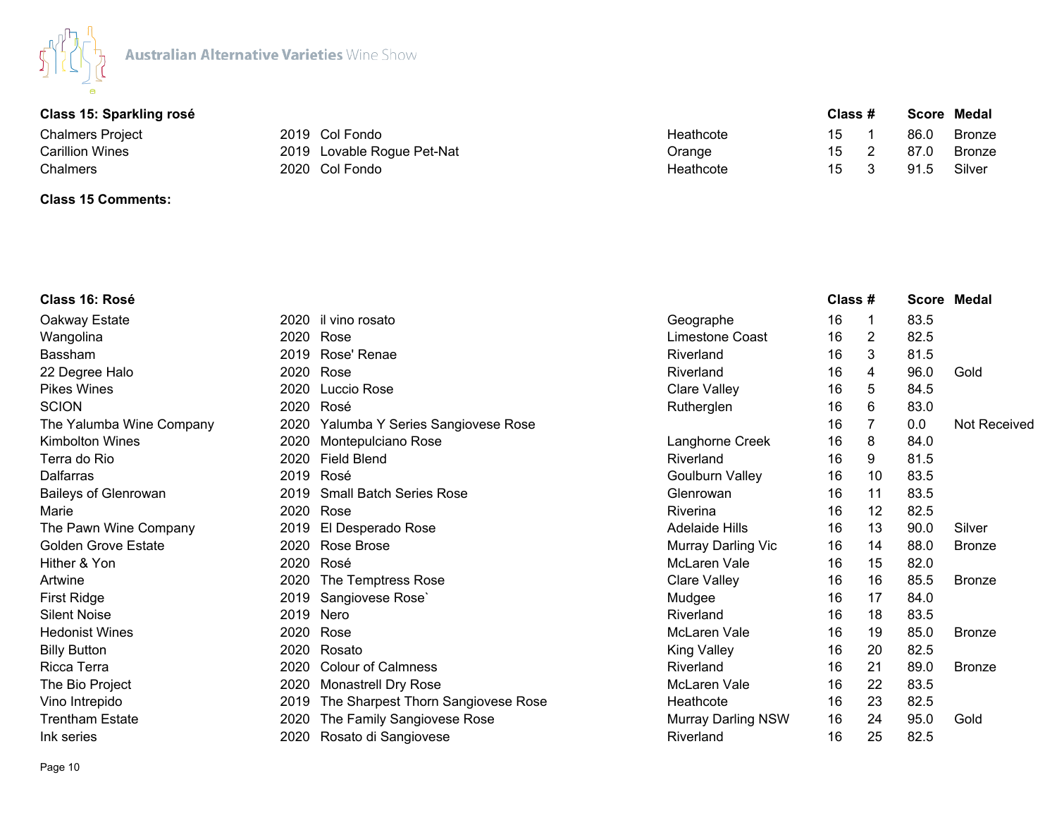Australian Alternative Varieties Wine Show

## Class 15: Sparkling rosé

| Exhibitor | Vintage | Wine | Region | Class | # | Score | Medal |
|---|---|---|---|---|---|---|---|
| Chalmers Project | 2019 | Col Fondo | Heathcote | 15 | 1 | 86.0 | Bronze |
| Carillion Wines | 2019 | Lovable Rogue Pet-Nat | Orange | 15 | 2 | 87.0 | Bronze |
| Chalmers | 2020 | Col Fondo | Heathcote | 15 | 3 | 91.5 | Silver |

**Class 15 Comments:**

## Class 16: Rosé

| Exhibitor | Vintage | Wine | Region | Class | # | Score | Medal |
|---|---|---|---|---|---|---|---|
| Oakway Estate | 2020 | il vino rosato | Geographe | 16 | 1 | 83.5 | |
| Wangolina | 2020 | Rose | Limestone Coast | 16 | 2 | 82.5 | |
| Bassham | 2019 | Rose' Renae | Riverland | 16 | 3 | 81.5 | |
| 22 Degree Halo | 2020 | Rose | Riverland | 16 | 4 | 96.0 | Gold |
| Pikes Wines | 2020 | Luccio Rose | Clare Valley | 16 | 5 | 84.5 | |
| SCION | 2020 | Rosé | Rutherglen | 16 | 6 | 83.0 | |
| The Yalumba Wine Company | 2020 | Yalumba Y Series Sangiovese Rose | | 16 | 7 | 0.0 | Not Received |
| Kimbolton Wines | 2020 | Montepulciano Rose | Langhorne Creek | 16 | 8 | 84.0 | |
| Terra do Rio | 2020 | Field Blend | Riverland | 16 | 9 | 81.5 | |
| Dalfarras | 2019 | Rosé | Goulburn Valley | 16 | 10 | 83.5 | |
| Baileys of Glenrowan | 2019 | Small Batch Series Rose | Glenrowan | 16 | 11 | 83.5 | |
| Marie | 2020 | Rose | Riverina | 16 | 12 | 82.5 | |
| The Pawn Wine Company | 2019 | El Desperado Rose | Adelaide Hills | 16 | 13 | 90.0 | Silver |
| Golden Grove Estate | 2020 | Rose Brose | Murray Darling Vic | 16 | 14 | 88.0 | Bronze |
| Hither & Yon | 2020 | Rosé | McLaren Vale | 16 | 15 | 82.0 | |
| Artwine | 2020 | The Temptress Rose | Clare Valley | 16 | 16 | 85.5 | Bronze |
| First Ridge | 2019 | Sangiovese Rose` | Mudgee | 16 | 17 | 84.0 | |
| Silent Noise | 2019 | Nero | Riverland | 16 | 18 | 83.5 | |
| Hedonist Wines | 2020 | Rose | McLaren Vale | 16 | 19 | 85.0 | Bronze |
| Billy Button | 2020 | Rosato | King Valley | 16 | 20 | 82.5 | |
| Ricca Terra | 2020 | Colour of Calmness | Riverland | 16 | 21 | 89.0 | Bronze |
| The Bio Project | 2020 | Monastrell Dry Rose | McLaren Vale | 16 | 22 | 83.5 | |
| Vino Intrepido | 2019 | The Sharpest Thorn Sangiovese Rose | Heathcote | 16 | 23 | 82.5 | |
| Trentham Estate | 2020 | The Family Sangiovese Rose | Murray Darling NSW | 16 | 24 | 95.0 | Gold |
| Ink series | 2020 | Rosato di Sangiovese | Riverland | 16 | 25 | 82.5 | |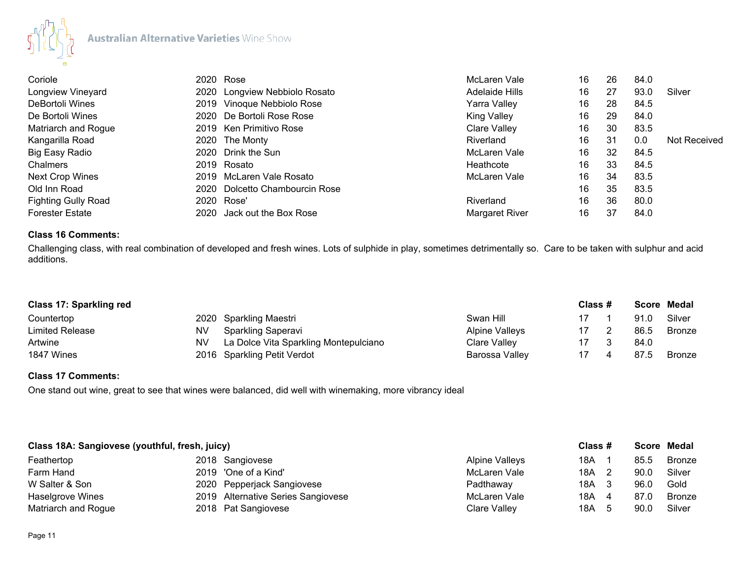| | | | | | | | |
|---|---|---|---|---|---|---|---|
| Coriole | 2020 | Rose | McLaren Vale | 16 | 26 | 84.0 | |
| Longview Vineyard | 2020 | Longview Nebbiolo Rosato | Adelaide Hills | 16 | 27 | 93.0 | Silver |
| DeBortoli Wines | 2019 | Vinoque Nebbiolo Rose | Yarra Valley | 16 | 28 | 84.5 | |
| De Bortoli Wines | 2020 | De Bortoli Rose Rose | King Valley | 16 | 29 | 84.0 | |
| Matriarch and Rogue | 2019 | Ken Primitivo Rose | Clare Valley | 16 | 30 | 83.5 | |
| Kangarilla Road | 2020 | The Monty | Riverland | 16 | 31 | 0.0 | Not Received |
| Big Easy Radio | 2020 | Drink the Sun | McLaren Vale | 16 | 32 | 84.5 | |
| Chalmers | 2019 | Rosato | Heathcote | 16 | 33 | 84.5 | |
| Next Crop Wines | 2019 | McLaren Vale Rosato | McLaren Vale | 16 | 34 | 83.5 | |
| Old Inn Road | 2020 | Dolcetto Chambourcin Rose | | 16 | 35 | 83.5 | |
| Fighting Gully Road | 2020 | Rose' | Riverland | 16 | 36 | 80.0 | |
| Forester Estate | 2020 | Jack out the Box Rose | Margaret River | 16 | 37 | 84.0 | |

**Class 16 Comments:**

Challenging class, with real combination of developed and fresh wines. Lots of sulphide in play, sometimes detrimentally so. Care to be taken with sulphur and acid additions.

| **Class 17: Sparkling red** | | | | **Class #** | | **Score** | **Medal** |
|---|---|---|---|---|---|---|---|
| Countertop | 2020 | Sparkling Maestri | Swan Hill | 17 | 1 | 91.0 | Silver |
| Limited Release | NV | Sparkling Saperavi | Alpine Valleys | 17 | 2 | 86.5 | Bronze |
| Artwine | NV | La Dolce Vita Sparkling Montepulciano | Clare Valley | 17 | 3 | 84.0 | |
| 1847 Wines | 2016 | Sparkling Petit Verdot | Barossa Valley | 17 | 4 | 87.5 | Bronze |

**Class 17 Comments:**

One stand out wine, great to see that wines were balanced, did well with winemaking, more vibrancy ideal

| **Class 18A: Sangiovese (youthful, fresh, juicy)** | | | | **Class #** | | **Score** | **Medal** |
|---|---|---|---|---|---|---|---|
| Feathertop | 2018 | Sangiovese | Alpine Valleys | 18A | 1 | 85.5 | Bronze |
| Farm Hand | 2019 | 'One of a Kind' | McLaren Vale | 18A | 2 | 90.0 | Silver |
| W Salter & Son | 2020 | Pepperjack Sangiovese | Padthaway | 18A | 3 | 96.0 | Gold |
| Haselgrove Wines | 2019 | Alternative Series Sangiovese | McLaren Vale | 18A | 4 | 87.0 | Bronze |
| Matriarch and Rogue | 2018 | Pat Sangiovese | Clare Valley | 18A | 5 | 90.0 | Silver |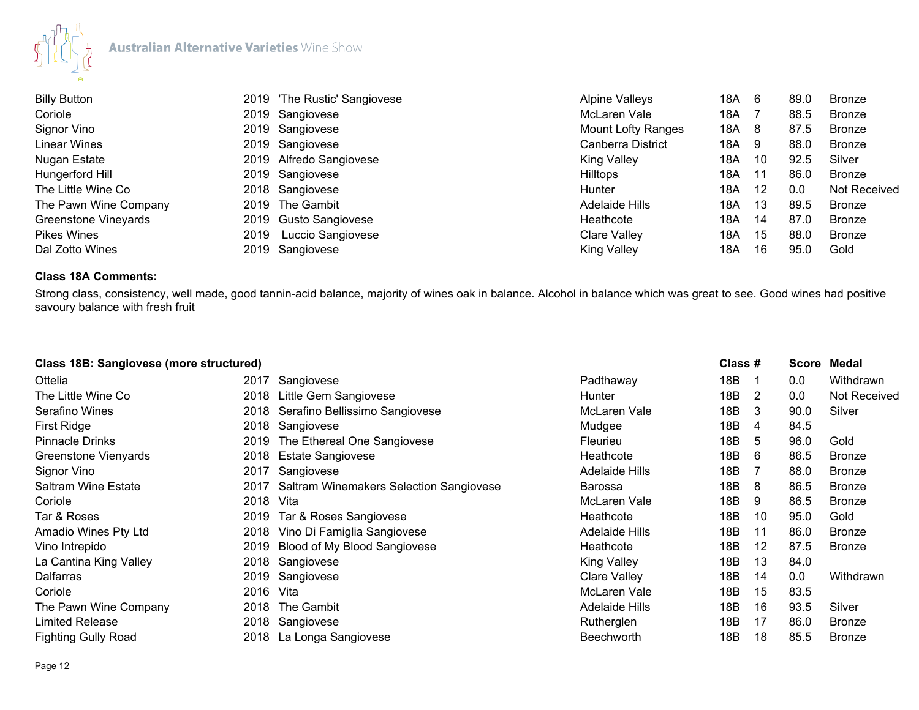| | | | | | | | |
|---|---|---|---|---|---|---|---|
| Billy Button | 2019 | 'The Rustic' Sangiovese | Alpine Valleys | 18A | 6 | 89.0 | Bronze |
| Coriole | 2019 | Sangiovese | McLaren Vale | 18A | 7 | 88.5 | Bronze |
| Signor Vino | 2019 | Sangiovese | Mount Lofty Ranges | 18A | 8 | 87.5 | Bronze |
| Linear Wines | 2019 | Sangiovese | Canberra District | 18A | 9 | 88.0 | Bronze |
| Nugan Estate | 2019 | Alfredo Sangiovese | King Valley | 18A | 10 | 92.5 | Silver |
| Hungerford Hill | 2019 | Sangiovese | Hilltops | 18A | 11 | 86.0 | Bronze |
| The Little Wine Co | 2018 | Sangiovese | Hunter | 18A | 12 | 0.0 | Not Received |
| The Pawn Wine Company | 2019 | The Gambit | Adelaide Hills | 18A | 13 | 89.5 | Bronze |
| Greenstone Vineyards | 2019 | Gusto Sangiovese | Heathcote | 18A | 14 | 87.0 | Bronze |
| Pikes Wines | 2019 | Luccio Sangiovese | Clare Valley | 18A | 15 | 88.0 | Bronze |
| Dal Zotto Wines | 2019 | Sangiovese | King Valley | 18A | 16 | 95.0 | Gold |

**Class 18A Comments:**

Strong class, consistency, well made, good tannin-acid balance, majority of wines oak in balance. Alcohol in balance which was great to see. Good wines had positive savoury balance with fresh fruit

| Class 18B: Sangiovese (more structured) | | | | Class | # | Score | Medal |
|---|---|---|---|---|---|---|---|
| Ottelia | 2017 | Sangiovese | Padthaway | 18B | 1 | 0.0 | Withdrawn |
| The Little Wine Co | 2018 | Little Gem Sangiovese | Hunter | 18B | 2 | 0.0 | Not Received |
| Serafino Wines | 2018 | Serafino Bellissimo Sangiovese | McLaren Vale | 18B | 3 | 90.0 | Silver |
| First Ridge | 2018 | Sangiovese | Mudgee | 18B | 4 | 84.5 | |
| Pinnacle Drinks | 2019 | The Ethereal One Sangiovese | Fleurieu | 18B | 5 | 96.0 | Gold |
| Greenstone Vienyards | 2018 | Estate Sangiovese | Heathcote | 18B | 6 | 86.5 | Bronze |
| Signor Vino | 2017 | Sangiovese | Adelaide Hills | 18B | 7 | 88.0 | Bronze |
| Saltram Wine Estate | 2017 | Saltram Winemakers Selection Sangiovese | Barossa | 18B | 8 | 86.5 | Bronze |
| Coriole | 2018 | Vita | McLaren Vale | 18B | 9 | 86.5 | Bronze |
| Tar & Roses | 2019 | Tar & Roses Sangiovese | Heathcote | 18B | 10 | 95.0 | Gold |
| Amadio Wines Pty Ltd | 2018 | Vino Di Famiglia Sangiovese | Adelaide Hills | 18B | 11 | 86.0 | Bronze |
| Vino Intrepido | 2019 | Blood of My Blood Sangiovese | Heathcote | 18B | 12 | 87.5 | Bronze |
| La Cantina King Valley | 2018 | Sangiovese | King Valley | 18B | 13 | 84.0 | |
| Dalfarras | 2019 | Sangiovese | Clare Valley | 18B | 14 | 0.0 | Withdrawn |
| Coriole | 2016 | Vita | McLaren Vale | 18B | 15 | 83.5 | |
| The Pawn Wine Company | 2018 | The Gambit | Adelaide Hills | 18B | 16 | 93.5 | Silver |
| Limited Release | 2018 | Sangiovese | Rutherglen | 18B | 17 | 86.0 | Bronze |
| Fighting Gully Road | 2018 | La Longa Sangiovese | Beechworth | 18B | 18 | 85.5 | Bronze |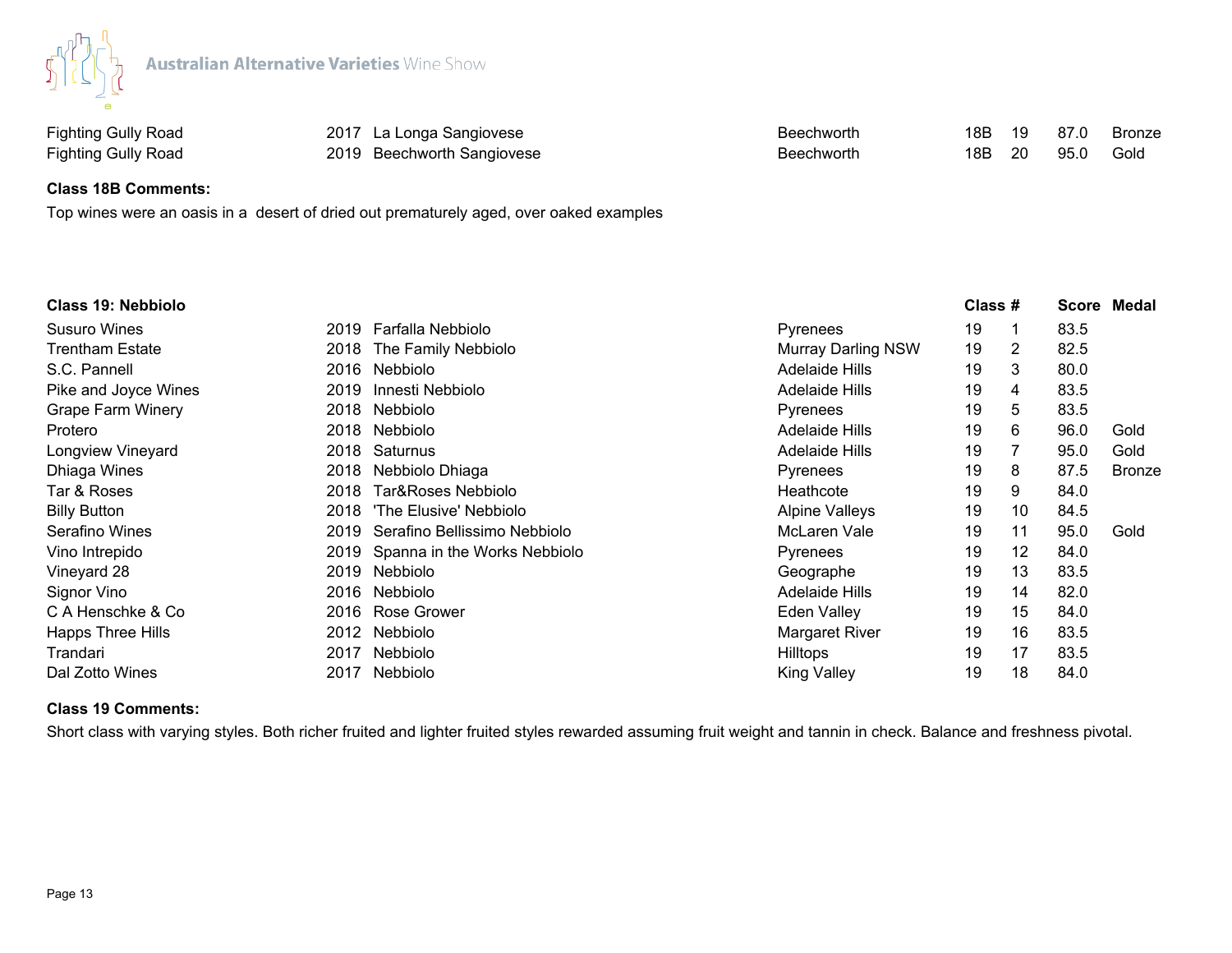| | | | | | | | |
|---|---|---|---|---|---|---|---|
| Fighting Gully Road | 2017 | La Longa Sangiovese | Beechworth | 18B | 19 | 87.0 | Bronze |
| Fighting Gully Road | 2019 | Beechworth Sangiovese | Beechworth | 18B | 20 | 95.0 | Gold |

**Class 18B Comments:**

Top wines were an oasis in a  desert of dried out prematurely aged, over oaked examples

**Class 19: Nebbiolo**

| | | | | Class | # | Score | Medal |
|---|---|---|---|---|---|---|---|
| Susuro Wines | 2019 | Farfalla Nebbiolo | Pyrenees | 19 | 1 | 83.5 | |
| Trentham Estate | 2018 | The Family Nebbiolo | Murray Darling NSW | 19 | 2 | 82.5 | |
| S.C. Pannell | 2016 | Nebbiolo | Adelaide Hills | 19 | 3 | 80.0 | |
| Pike and Joyce Wines | 2019 | Innesti Nebbiolo | Adelaide Hills | 19 | 4 | 83.5 | |
| Grape Farm Winery | 2018 | Nebbiolo | Pyrenees | 19 | 5 | 83.5 | |
| Protero | 2018 | Nebbiolo | Adelaide Hills | 19 | 6 | 96.0 | Gold |
| Longview Vineyard | 2018 | Saturnus | Adelaide Hills | 19 | 7 | 95.0 | Gold |
| Dhiaga Wines | 2018 | Nebbiolo Dhiaga | Pyrenees | 19 | 8 | 87.5 | Bronze |
| Tar & Roses | 2018 | Tar&Roses Nebbiolo | Heathcote | 19 | 9 | 84.0 | |
| Billy Button | 2018 | 'The Elusive' Nebbiolo | Alpine Valleys | 19 | 10 | 84.5 | |
| Serafino Wines | 2019 | Serafino Bellissimo Nebbiolo | McLaren Vale | 19 | 11 | 95.0 | Gold |
| Vino Intrepido | 2019 | Spanna in the Works Nebbiolo | Pyrenees | 19 | 12 | 84.0 | |
| Vineyard 28 | 2019 | Nebbiolo | Geographe | 19 | 13 | 83.5 | |
| Signor Vino | 2016 | Nebbiolo | Adelaide Hills | 19 | 14 | 82.0 | |
| C A Henschke & Co | 2016 | Rose Grower | Eden Valley | 19 | 15 | 84.0 | |
| Happs Three Hills | 2012 | Nebbiolo | Margaret River | 19 | 16 | 83.5 | |
| Trandari | 2017 | Nebbiolo | Hilltops | 19 | 17 | 83.5 | |
| Dal Zotto Wines | 2017 | Nebbiolo | King Valley | 19 | 18 | 84.0 | |

**Class 19 Comments:**

Short class with varying styles. Both richer fruited and lighter fruited styles rewarded assuming fruit weight and tannin in check. Balance and freshness pivotal.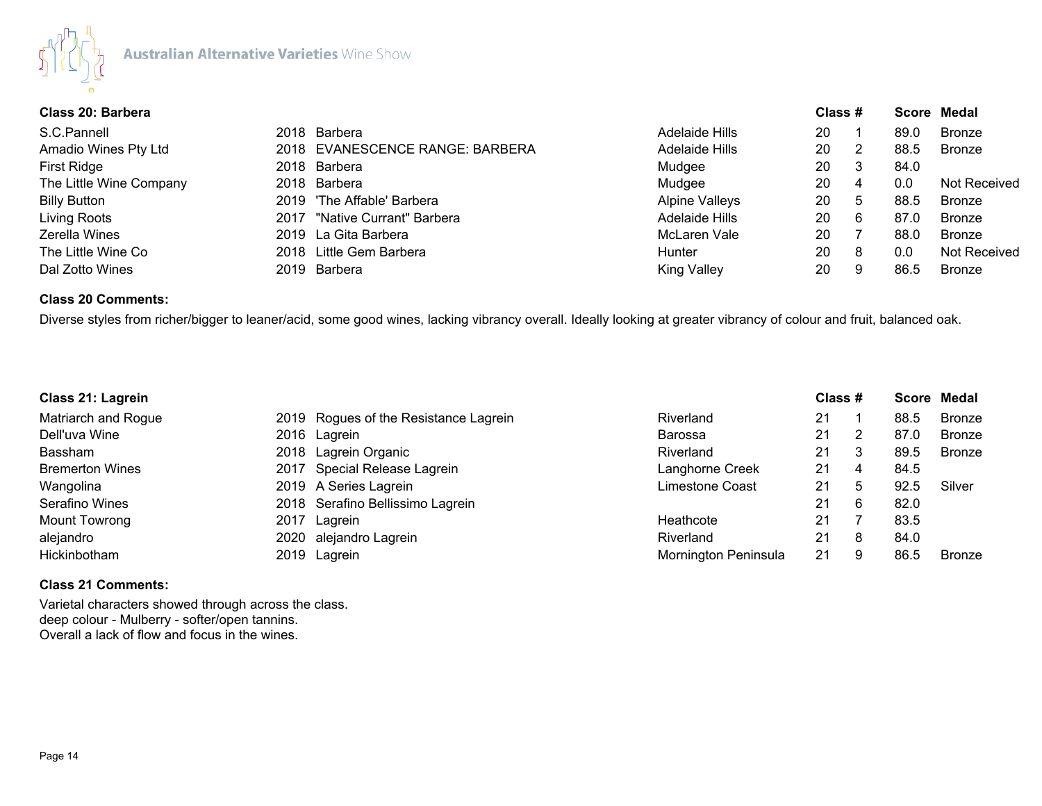### Class 20: Barbera

| Exhibitor | Vintage | Wine | Region | Class | # | Score | Medal |
|---|---|---|---|---|---|---|---|
| S.C.Pannell | 2018 | Barbera | Adelaide Hills | 20 | 1 | 89.0 | Bronze |
| Amadio Wines Pty Ltd | 2018 | EVANESCENCE RANGE: BARBERA | Adelaide Hills | 20 | 2 | 88.5 | Bronze |
| First Ridge | 2018 | Barbera | Mudgee | 20 | 3 | 84.0 | |
| The Little Wine Company | 2018 | Barbera | Mudgee | 20 | 4 | 0.0 | Not Received |
| Billy Button | 2019 | 'The Affable' Barbera | Alpine Valleys | 20 | 5 | 88.5 | Bronze |
| Living Roots | 2017 | "Native Currant" Barbera | Adelaide Hills | 20 | 6 | 87.0 | Bronze |
| Zerella Wines | 2019 | La Gita Barbera | McLaren Vale | 20 | 7 | 88.0 | Bronze |
| The Little Wine Co | 2018 | Little Gem Barbera | Hunter | 20 | 8 | 0.0 | Not Received |
| Dal Zotto Wines | 2019 | Barbera | King Valley | 20 | 9 | 86.5 | Bronze |

**Class 20 Comments:**

Diverse styles from richer/bigger to leaner/acid, some good wines, lacking vibrancy overall. Ideally looking at greater vibrancy of colour and fruit, balanced oak.

### Class 21: Lagrein

| Exhibitor | Vintage | Wine | Region | Class | # | Score | Medal |
|---|---|---|---|---|---|---|---|
| Matriarch and Rogue | 2019 | Rogues of the Resistance Lagrein | Riverland | 21 | 1 | 88.5 | Bronze |
| Dell'uva Wine | 2016 | Lagrein | Barossa | 21 | 2 | 87.0 | Bronze |
| Bassham | 2018 | Lagrein Organic | Riverland | 21 | 3 | 89.5 | Bronze |
| Bremerton Wines | 2017 | Special Release Lagrein | Langhorne Creek | 21 | 4 | 84.5 | |
| Wangolina | 2019 | A Series Lagrein | Limestone Coast | 21 | 5 | 92.5 | Silver |
| Serafino Wines | 2018 | Serafino Bellissimo Lagrein | | 21 | 6 | 82.0 | |
| Mount Towrong | 2017 | Lagrein | Heathcote | 21 | 7 | 83.5 | |
| alejandro | 2020 | alejandro Lagrein | Riverland | 21 | 8 | 84.0 | |
| Hickinbotham | 2019 | Lagrein | Mornington Peninsula | 21 | 9 | 86.5 | Bronze |

**Class 21 Comments:**

Varietal characters showed through across the class.
deep colour - Mulberry - softer/open tannins.
Overall a lack of flow and focus in the wines.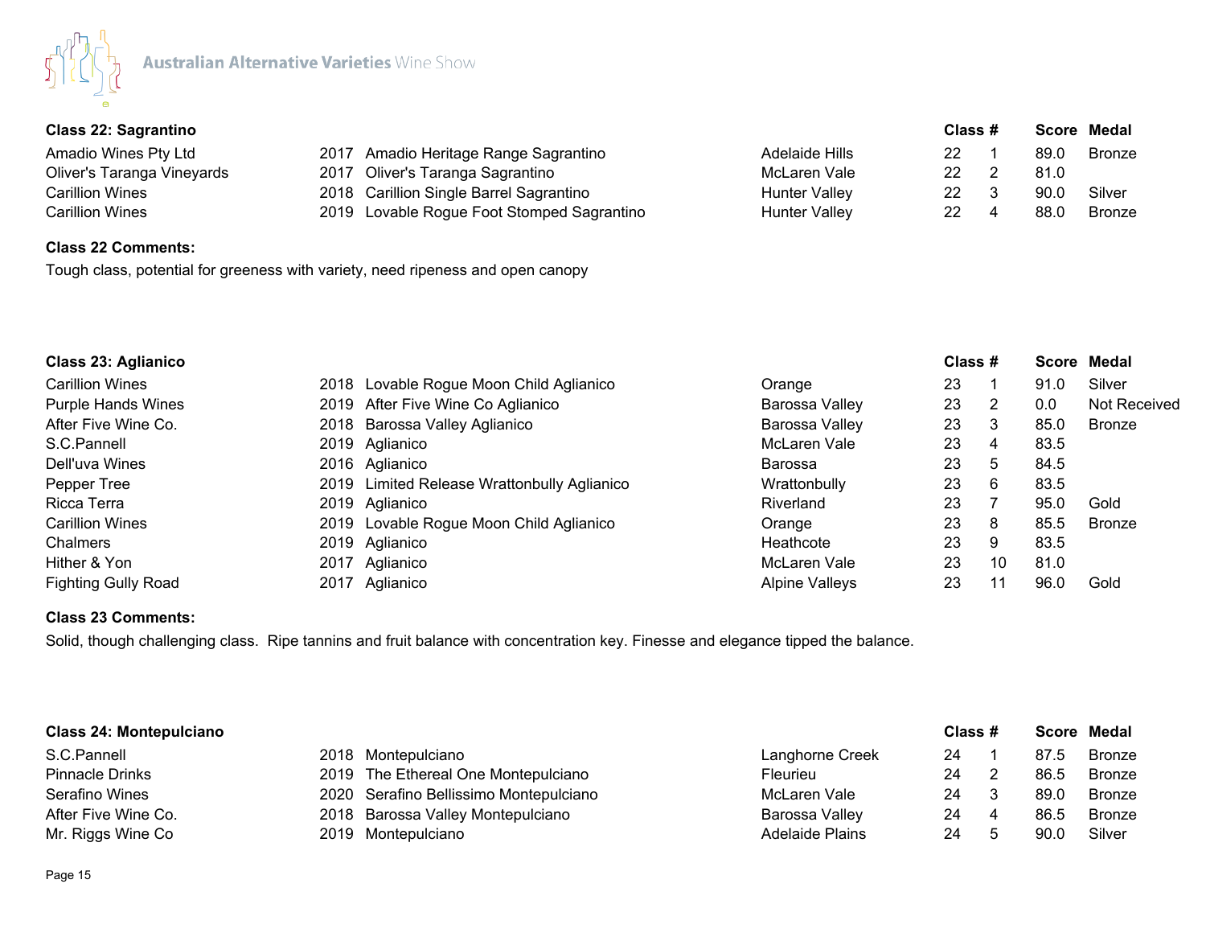## Class 22: Sagrantino

| | | | | Class | # | Score | Medal |
|---|---|---|---|---|---|---|---|
| Amadio Wines Pty Ltd | 2017 | Amadio Heritage Range Sagrantino | Adelaide Hills | 22 | 1 | 89.0 | Bronze |
| Oliver's Taranga Vineyards | 2017 | Oliver's Taranga Sagrantino | McLaren Vale | 22 | 2 | 81.0 | |
| Carillion Wines | 2018 | Carillion Single Barrel Sagrantino | Hunter Valley | 22 | 3 | 90.0 | Silver |
| Carillion Wines | 2019 | Lovable Rogue Foot Stomped Sagrantino | Hunter Valley | 22 | 4 | 88.0 | Bronze |

**Class 22 Comments:**

Tough class, potential for greeness with variety, need ripeness and open canopy

## Class 23: Aglianico

| | | | | Class | # | Score | Medal |
|---|---|---|---|---|---|---|---|
| Carillion Wines | 2018 | Lovable Rogue Moon Child Aglianico | Orange | 23 | 1 | 91.0 | Silver |
| Purple Hands Wines | 2019 | After Five Wine Co Aglianico | Barossa Valley | 23 | 2 | 0.0 | Not Received |
| After Five Wine Co. | 2018 | Barossa Valley Aglianico | Barossa Valley | 23 | 3 | 85.0 | Bronze |
| S.C.Pannell | 2019 | Aglianico | McLaren Vale | 23 | 4 | 83.5 | |
| Dell'uva Wines | 2016 | Aglianico | Barossa | 23 | 5 | 84.5 | |
| Pepper Tree | 2019 | Limited Release Wrattonbully Aglianico | Wrattonbully | 23 | 6 | 83.5 | |
| Ricca Terra | 2019 | Aglianico | Riverland | 23 | 7 | 95.0 | Gold |
| Carillion Wines | 2019 | Lovable Rogue Moon Child Aglianico | Orange | 23 | 8 | 85.5 | Bronze |
| Chalmers | 2019 | Aglianico | Heathcote | 23 | 9 | 83.5 | |
| Hither & Yon | 2017 | Aglianico | McLaren Vale | 23 | 10 | 81.0 | |
| Fighting Gully Road | 2017 | Aglianico | Alpine Valleys | 23 | 11 | 96.0 | Gold |

**Class 23 Comments:**

Solid, though challenging class. Ripe tannins and fruit balance with concentration key. Finesse and elegance tipped the balance.

## Class 24: Montepulciano

| | | | | Class | # | Score | Medal |
|---|---|---|---|---|---|---|---|
| S.C.Pannell | 2018 | Montepulciano | Langhorne Creek | 24 | 1 | 87.5 | Bronze |
| Pinnacle Drinks | 2019 | The Ethereal One Montepulciano | Fleurieu | 24 | 2 | 86.5 | Bronze |
| Serafino Wines | 2020 | Serafino Bellissimo Montepulciano | McLaren Vale | 24 | 3 | 89.0 | Bronze |
| After Five Wine Co. | 2018 | Barossa Valley Montepulciano | Barossa Valley | 24 | 4 | 86.5 | Bronze |
| Mr. Riggs Wine Co | 2019 | Montepulciano | Adelaide Plains | 24 | 5 | 90.0 | Silver |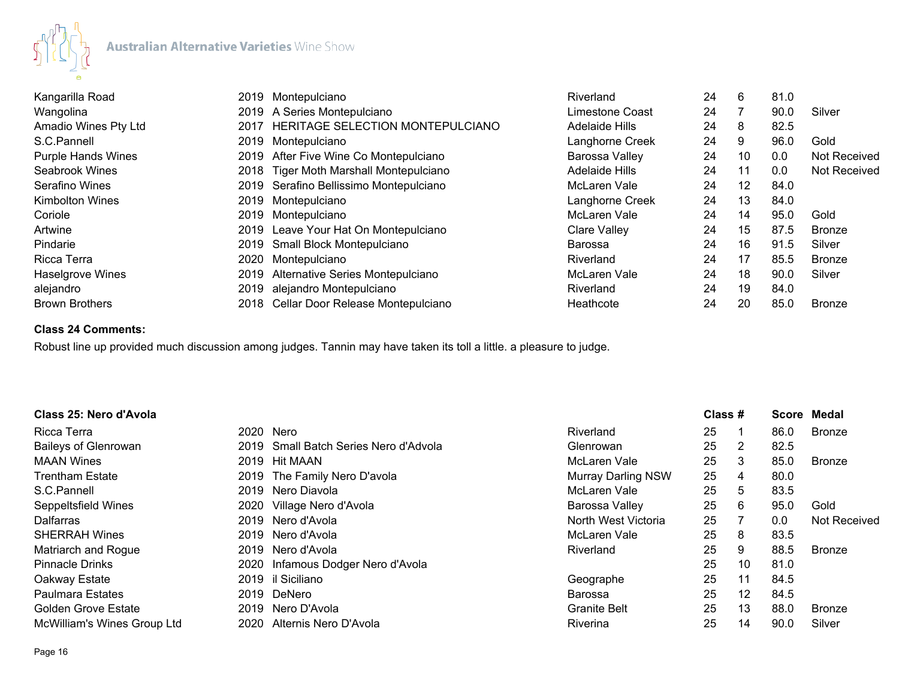| | | | | | | | |
|---|---|---|---|---|---|---|---|
| Kangarilla Road | 2019 | Montepulciano | Riverland | 24 | 6 | 81.0 | |
| Wangolina | 2019 | A Series Montepulciano | Limestone Coast | 24 | 7 | 90.0 | Silver |
| Amadio Wines Pty Ltd | 2017 | HERITAGE SELECTION MONTEPULCIANO | Adelaide Hills | 24 | 8 | 82.5 | |
| S.C.Pannell | 2019 | Montepulciano | Langhorne Creek | 24 | 9 | 96.0 | Gold |
| Purple Hands Wines | 2019 | After Five Wine Co Montepulciano | Barossa Valley | 24 | 10 | 0.0 | Not Received |
| Seabrook Wines | 2018 | Tiger Moth Marshall Montepulciano | Adelaide Hills | 24 | 11 | 0.0 | Not Received |
| Serafino Wines | 2019 | Serafino Bellissimo Montepulciano | McLaren Vale | 24 | 12 | 84.0 | |
| Kimbolton Wines | 2019 | Montepulciano | Langhorne Creek | 24 | 13 | 84.0 | |
| Coriole | 2019 | Montepulciano | McLaren Vale | 24 | 14 | 95.0 | Gold |
| Artwine | 2019 | Leave Your Hat On Montepulciano | Clare Valley | 24 | 15 | 87.5 | Bronze |
| Pindarie | 2019 | Small Block Montepulciano | Barossa | 24 | 16 | 91.5 | Silver |
| Ricca Terra | 2020 | Montepulciano | Riverland | 24 | 17 | 85.5 | Bronze |
| Haselgrove Wines | 2019 | Alternative Series Montepulciano | McLaren Vale | 24 | 18 | 90.0 | Silver |
| alejandro | 2019 | alejandro Montepulciano | Riverland | 24 | 19 | 84.0 | |
| Brown Brothers | 2018 | Cellar Door Release Montepulciano | Heathcote | 24 | 20 | 85.0 | Bronze |

**Class 24 Comments:**

Robust line up provided much discussion among judges. Tannin may have taken its toll a little. a pleasure to judge.

| **Class 25: Nero d'Avola** | | | | **Class** | **#** | **Score** | **Medal** |
|---|---|---|---|---|---|---|---|
| Ricca Terra | 2020 | Nero | Riverland | 25 | 1 | 86.0 | Bronze |
| Baileys of Glenrowan | 2019 | Small Batch Series Nero d'Advola | Glenrowan | 25 | 2 | 82.5 | |
| MAAN Wines | 2019 | Hit MAAN | McLaren Vale | 25 | 3 | 85.0 | Bronze |
| Trentham Estate | 2019 | The Family Nero D'avola | Murray Darling NSW | 25 | 4 | 80.0 | |
| S.C.Pannell | 2019 | Nero Diavola | McLaren Vale | 25 | 5 | 83.5 | |
| Seppeltsfield Wines | 2020 | Village Nero d'Avola | Barossa Valley | 25 | 6 | 95.0 | Gold |
| Dalfarras | 2019 | Nero d'Avola | North West Victoria | 25 | 7 | 0.0 | Not Received |
| SHERRAH Wines | 2019 | Nero d'Avola | McLaren Vale | 25 | 8 | 83.5 | |
| Matriarch and Rogue | 2019 | Nero d'Avola | Riverland | 25 | 9 | 88.5 | Bronze |
| Pinnacle Drinks | 2020 | Infamous Dodger Nero d'Avola | | 25 | 10 | 81.0 | |
| Oakway Estate | 2019 | il Siciliano | Geographe | 25 | 11 | 84.5 | |
| Paulmara Estates | 2019 | DeNero | Barossa | 25 | 12 | 84.5 | |
| Golden Grove Estate | 2019 | Nero D'Avola | Granite Belt | 25 | 13 | 88.0 | Bronze |
| McWilliam's Wines Group Ltd | 2020 | Alternis Nero D'Avola | Riverina | 25 | 14 | 90.0 | Silver |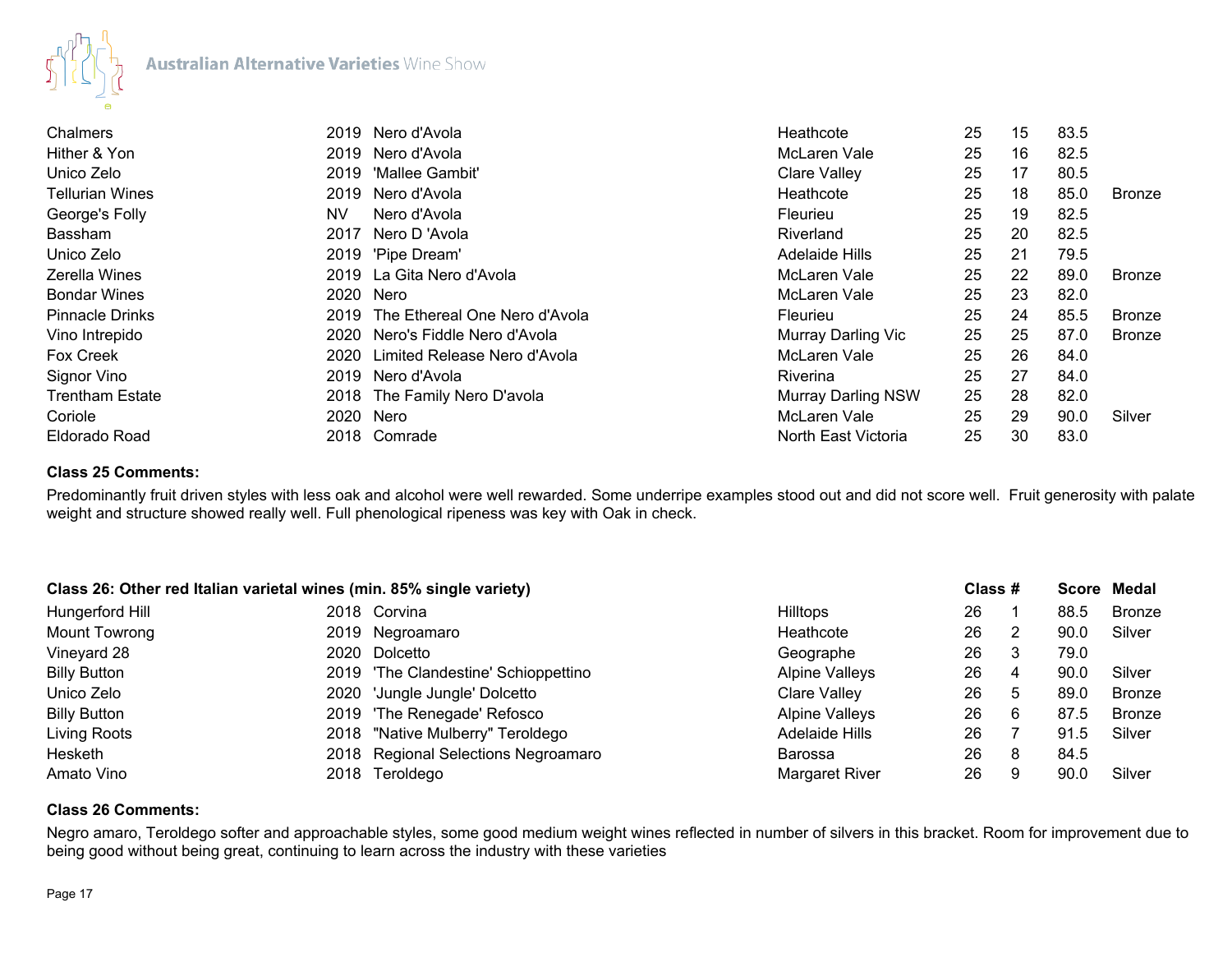| | | | | | | | |
|---|---|---|---|---|---|---|---|
| Chalmers | 2019 | Nero d'Avola | Heathcote | 25 | 15 | 83.5 | |
| Hither & Yon | 2019 | Nero d'Avola | McLaren Vale | 25 | 16 | 82.5 | |
| Unico Zelo | 2019 | 'Mallee Gambit' | Clare Valley | 25 | 17 | 80.5 | |
| Tellurian Wines | 2019 | Nero d'Avola | Heathcote | 25 | 18 | 85.0 | Bronze |
| George's Folly | NV | Nero d'Avola | Fleurieu | 25 | 19 | 82.5 | |
| Bassham | 2017 | Nero D 'Avola | Riverland | 25 | 20 | 82.5 | |
| Unico Zelo | 2019 | 'Pipe Dream' | Adelaide Hills | 25 | 21 | 79.5 | |
| Zerella Wines | 2019 | La Gita Nero d'Avola | McLaren Vale | 25 | 22 | 89.0 | Bronze |
| Bondar Wines | 2020 | Nero | McLaren Vale | 25 | 23 | 82.0 | |
| Pinnacle Drinks | 2019 | The Ethereal One Nero d'Avola | Fleurieu | 25 | 24 | 85.5 | Bronze |
| Vino Intrepido | 2020 | Nero's Fiddle Nero d'Avola | Murray Darling Vic | 25 | 25 | 87.0 | Bronze |
| Fox Creek | 2020 | Limited Release Nero d'Avola | McLaren Vale | 25 | 26 | 84.0 | |
| Signor Vino | 2019 | Nero d'Avola | Riverina | 25 | 27 | 84.0 | |
| Trentham Estate | 2018 | The Family Nero D'avola | Murray Darling NSW | 25 | 28 | 82.0 | |
| Coriole | 2020 | Nero | McLaren Vale | 25 | 29 | 90.0 | Silver |
| Eldorado Road | 2018 | Comrade | North East Victoria | 25 | 30 | 83.0 | |

**Class 25 Comments:**

Predominantly fruit driven styles with less oak and alcohol were well rewarded. Some underripe examples stood out and did not score well. Fruit generosity with palate weight and structure showed really well. Full phenological ripeness was key with Oak in check.

| Class 26: Other red Italian varietal wines (min. 85% single variety) | | | | Class | # | Score | Medal |
|---|---|---|---|---|---|---|---|
| Hungerford Hill | 2018 | Corvina | Hilltops | 26 | 1 | 88.5 | Bronze |
| Mount Towrong | 2019 | Negroamaro | Heathcote | 26 | 2 | 90.0 | Silver |
| Vineyard 28 | 2020 | Dolcetto | Geographe | 26 | 3 | 79.0 | |
| Billy Button | 2019 | 'The Clandestine' Schioppettino | Alpine Valleys | 26 | 4 | 90.0 | Silver |
| Unico Zelo | 2020 | 'Jungle Jungle' Dolcetto | Clare Valley | 26 | 5 | 89.0 | Bronze |
| Billy Button | 2019 | 'The Renegade' Refosco | Alpine Valleys | 26 | 6 | 87.5 | Bronze |
| Living Roots | 2018 | "Native Mulberry" Teroldego | Adelaide Hills | 26 | 7 | 91.5 | Silver |
| Hesketh | 2018 | Regional Selections Negroamaro | Barossa | 26 | 8 | 84.5 | |
| Amato Vino | 2018 | Teroldego | Margaret River | 26 | 9 | 90.0 | Silver |

**Class 26 Comments:**

Negro amaro, Teroldego softer and approachable styles, some good medium weight wines reflected in number of silvers in this bracket. Room for improvement due to being good without being great, continuing to learn across the industry with these varieties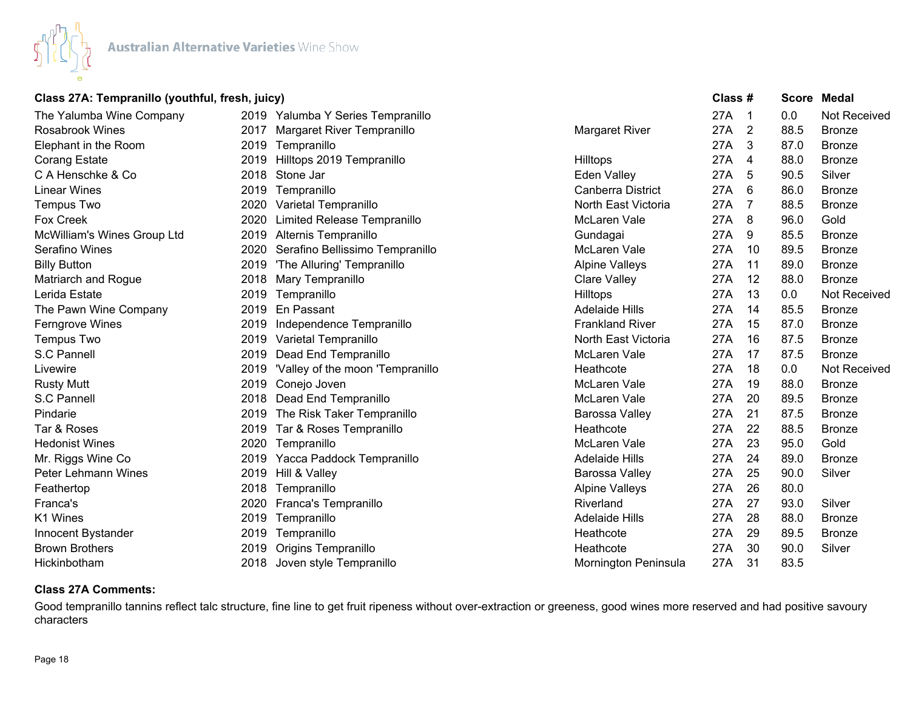## Class 27A: Tempranillo (youthful, fresh, juicy)

| Exhibitor | Vintage | Wine | Region | Class | # | Score | Medal |
|---|---|---|---|---|---|---|---|
| The Yalumba Wine Company | 2019 | Yalumba Y Series Tempranillo | | 27A | 1 | 0.0 | Not Received |
| Rosabrook Wines | 2017 | Margaret River Tempranillo | Margaret River | 27A | 2 | 88.5 | Bronze |
| Elephant in the Room | 2019 | Tempranillo | | 27A | 3 | 87.0 | Bronze |
| Corang Estate | 2019 | Hilltops 2019 Tempranillo | Hilltops | 27A | 4 | 88.0 | Bronze |
| C A Henschke & Co | 2018 | Stone Jar | Eden Valley | 27A | 5 | 90.5 | Silver |
| Linear Wines | 2019 | Tempranillo | Canberra District | 27A | 6 | 86.0 | Bronze |
| Tempus Two | 2020 | Varietal Tempranillo | North East Victoria | 27A | 7 | 88.5 | Bronze |
| Fox Creek | 2020 | Limited Release Tempranillo | McLaren Vale | 27A | 8 | 96.0 | Gold |
| McWilliam's Wines Group Ltd | 2019 | Alternis Tempranillo | Gundagai | 27A | 9 | 85.5 | Bronze |
| Serafino Wines | 2020 | Serafino Bellissimo Tempranillo | McLaren Vale | 27A | 10 | 89.5 | Bronze |
| Billy Button | 2019 | 'The Alluring' Tempranillo | Alpine Valleys | 27A | 11 | 89.0 | Bronze |
| Matriarch and Rogue | 2018 | Mary Tempranillo | Clare Valley | 27A | 12 | 88.0 | Bronze |
| Lerida Estate | 2019 | Tempranillo | Hilltops | 27A | 13 | 0.0 | Not Received |
| The Pawn Wine Company | 2019 | En Passant | Adelaide Hills | 27A | 14 | 85.5 | Bronze |
| Ferngrove Wines | 2019 | Independence Tempranillo | Frankland River | 27A | 15 | 87.0 | Bronze |
| Tempus Two | 2019 | Varietal Tempranillo | North East Victoria | 27A | 16 | 87.5 | Bronze |
| S.C Pannell | 2019 | Dead End Tempranillo | McLaren Vale | 27A | 17 | 87.5 | Bronze |
| Livewire | 2019 | 'Valley of the moon 'Tempranillo | Heathcote | 27A | 18 | 0.0 | Not Received |
| Rusty Mutt | 2019 | Conejo Joven | McLaren Vale | 27A | 19 | 88.0 | Bronze |
| S.C Pannell | 2018 | Dead End Tempranillo | McLaren Vale | 27A | 20 | 89.5 | Bronze |
| Pindarie | 2019 | The Risk Taker Tempranillo | Barossa Valley | 27A | 21 | 87.5 | Bronze |
| Tar & Roses | 2019 | Tar & Roses Tempranillo | Heathcote | 27A | 22 | 88.5 | Bronze |
| Hedonist Wines | 2020 | Tempranillo | McLaren Vale | 27A | 23 | 95.0 | Gold |
| Mr. Riggs Wine Co | 2019 | Yacca Paddock Tempranillo | Adelaide Hills | 27A | 24 | 89.0 | Bronze |
| Peter Lehmann Wines | 2019 | Hill & Valley | Barossa Valley | 27A | 25 | 90.0 | Silver |
| Feathertop | 2018 | Tempranillo | Alpine Valleys | 27A | 26 | 80.0 | |
| Franca's | 2020 | Franca's Tempranillo | Riverland | 27A | 27 | 93.0 | Silver |
| K1 Wines | 2019 | Tempranillo | Adelaide Hills | 27A | 28 | 88.0 | Bronze |
| Innocent Bystander | 2019 | Tempranillo | Heathcote | 27A | 29 | 89.5 | Bronze |
| Brown Brothers | 2019 | Origins Tempranillo | Heathcote | 27A | 30 | 90.0 | Silver |
| Hickinbotham | 2018 | Joven style Tempranillo | Mornington Peninsula | 27A | 31 | 83.5 | |

### Class 27A Comments:

Good tempranillo tannins reflect talc structure, fine line to get fruit ripeness without over-extraction or greeness, good wines more reserved and had positive savoury characters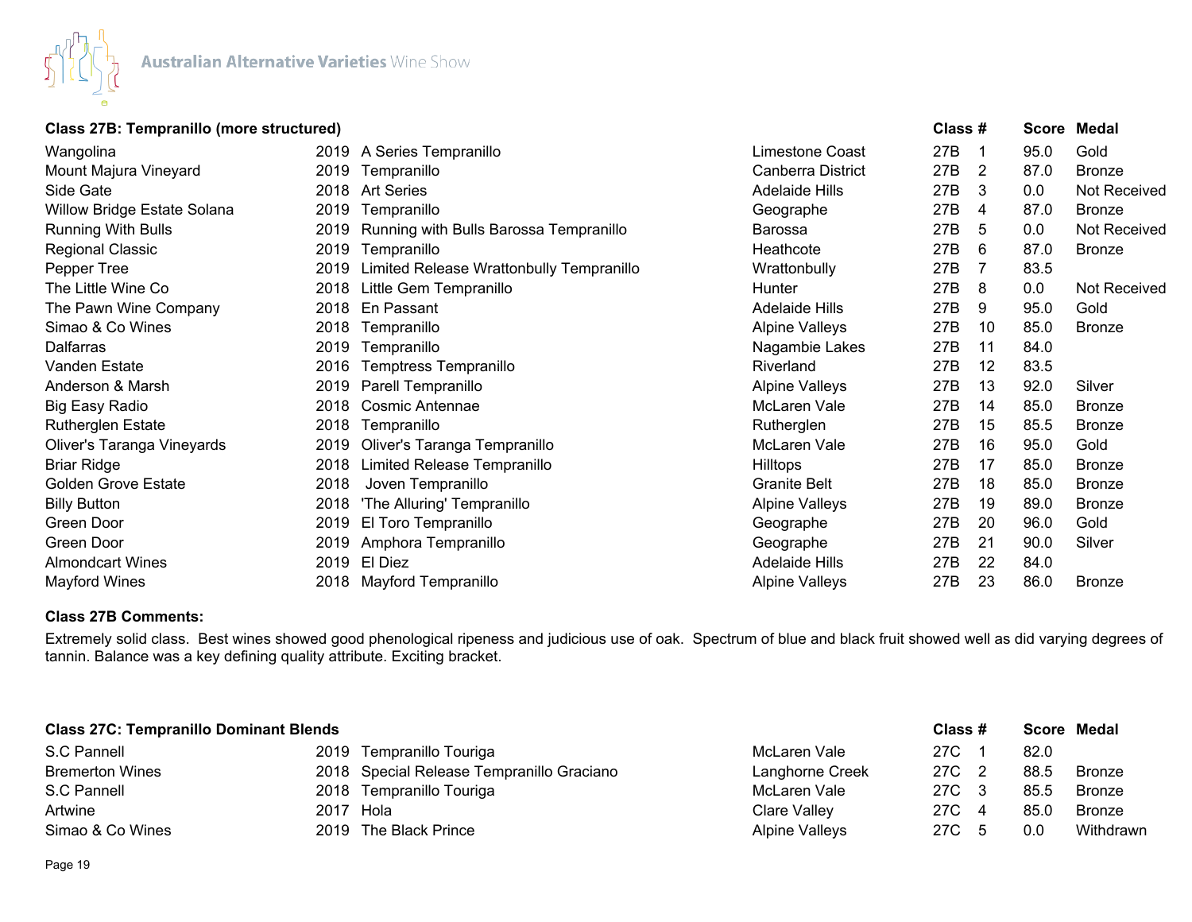### Class 27B: Tempranillo (more structured)

| Exhibitor | Vintage | Wine | Region | Class | # | Score | Medal |
|---|---|---|---|---|---|---|---|
| Wangolina | 2019 | A Series Tempranillo | Limestone Coast | 27B | 1 | 95.0 | Gold |
| Mount Majura Vineyard | 2019 | Tempranillo | Canberra District | 27B | 2 | 87.0 | Bronze |
| Side Gate | 2018 | Art Series | Adelaide Hills | 27B | 3 | 0.0 | Not Received |
| Willow Bridge Estate Solana | 2019 | Tempranillo | Geographe | 27B | 4 | 87.0 | Bronze |
| Running With Bulls | 2019 | Running with Bulls Barossa Tempranillo | Barossa | 27B | 5 | 0.0 | Not Received |
| Regional Classic | 2019 | Tempranillo | Heathcote | 27B | 6 | 87.0 | Bronze |
| Pepper Tree | 2019 | Limited Release Wrattonbully Tempranillo | Wrattonbully | 27B | 7 | 83.5 | |
| The Little Wine Co | 2018 | Little Gem Tempranillo | Hunter | 27B | 8 | 0.0 | Not Received |
| The Pawn Wine Company | 2018 | En Passant | Adelaide Hills | 27B | 9 | 95.0 | Gold |
| Simao & Co Wines | 2018 | Tempranillo | Alpine Valleys | 27B | 10 | 85.0 | Bronze |
| Dalfarras | 2019 | Tempranillo | Nagambie Lakes | 27B | 11 | 84.0 | |
| Vanden Estate | 2016 | Temptress Tempranillo | Riverland | 27B | 12 | 83.5 | |
| Anderson & Marsh | 2019 | Parell Tempranillo | Alpine Valleys | 27B | 13 | 92.0 | Silver |
| Big Easy Radio | 2018 | Cosmic Antennae | McLaren Vale | 27B | 14 | 85.0 | Bronze |
| Rutherglen Estate | 2018 | Tempranillo | Rutherglen | 27B | 15 | 85.5 | Bronze |
| Oliver's Taranga Vineyards | 2019 | Oliver's Taranga Tempranillo | McLaren Vale | 27B | 16 | 95.0 | Gold |
| Briar Ridge | 2018 | Limited Release Tempranillo | Hilltops | 27B | 17 | 85.0 | Bronze |
| Golden Grove Estate | 2018 | Joven Tempranillo | Granite Belt | 27B | 18 | 85.0 | Bronze |
| Billy Button | 2018 | 'The Alluring' Tempranillo | Alpine Valleys | 27B | 19 | 89.0 | Bronze |
| Green Door | 2019 | El Toro Tempranillo | Geographe | 27B | 20 | 96.0 | Gold |
| Green Door | 2019 | Amphora Tempranillo | Geographe | 27B | 21 | 90.0 | Silver |
| Almondcart Wines | 2019 | El Diez | Adelaide Hills | 27B | 22 | 84.0 | |
| Mayford Wines | 2018 | Mayford Tempranillo | Alpine Valleys | 27B | 23 | 86.0 | Bronze |

**Class 27B Comments:**

Extremely solid class. Best wines showed good phenological ripeness and judicious use of oak. Spectrum of blue and black fruit showed well as did varying degrees of tannin. Balance was a key defining quality attribute. Exciting bracket.

### Class 27C: Tempranillo Dominant Blends

| Exhibitor | Vintage | Wine | Region | Class | # | Score | Medal |
|---|---|---|---|---|---|---|---|
| S.C Pannell | 2019 | Tempranillo Touriga | McLaren Vale | 27C | 1 | 82.0 | |
| Bremerton Wines | 2018 | Special Release Tempranillo Graciano | Langhorne Creek | 27C | 2 | 88.5 | Bronze |
| S.C Pannell | 2018 | Tempranillo Touriga | McLaren Vale | 27C | 3 | 85.5 | Bronze |
| Artwine | 2017 | Hola | Clare Valley | 27C | 4 | 85.0 | Bronze |
| Simao & Co Wines | 2019 | The Black Prince | Alpine Valleys | 27C | 5 | 0.0 | Withdrawn |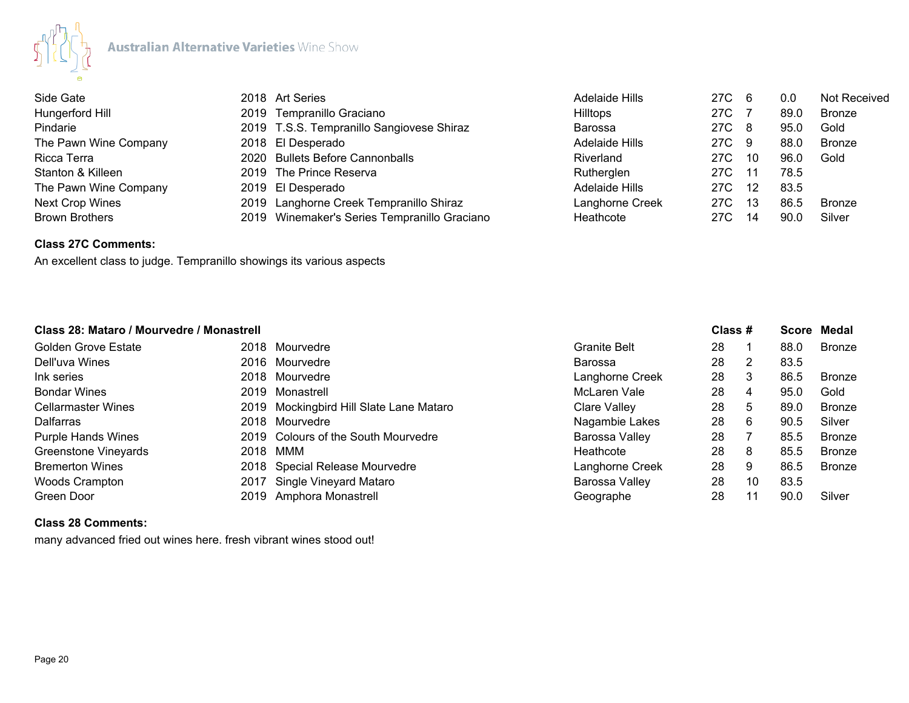| | | | | | | | |
|---|---|---|---|---|---|---|---|
| Side Gate | 2018 | Art Series | Adelaide Hills | 27C | 6 | 0.0 | Not Received |
| Hungerford Hill | 2019 | Tempranillo Graciano | Hilltops | 27C | 7 | 89.0 | Bronze |
| Pindarie | 2019 | T.S.S. Tempranillo Sangiovese Shiraz | Barossa | 27C | 8 | 95.0 | Gold |
| The Pawn Wine Company | 2018 | El Desperado | Adelaide Hills | 27C | 9 | 88.0 | Bronze |
| Ricca Terra | 2020 | Bullets Before Cannonballs | Riverland | 27C | 10 | 96.0 | Gold |
| Stanton & Killeen | 2019 | The Prince Reserva | Rutherglen | 27C | 11 | 78.5 | |
| The Pawn Wine Company | 2019 | El Desperado | Adelaide Hills | 27C | 12 | 83.5 | |
| Next Crop Wines | 2019 | Langhorne Creek Tempranillo Shiraz | Langhorne Creek | 27C | 13 | 86.5 | Bronze |
| Brown Brothers | 2019 | Winemaker's Series Tempranillo Graciano | Heathcote | 27C | 14 | 90.0 | Silver |

**Class 27C Comments:**

An excellent class to judge. Tempranillo showings its various aspects

| Class 28: Mataro / Mourvedre / Monastrell | | | | Class | # | Score | Medal |
|---|---|---|---|---|---|---|---|
| Golden Grove Estate | 2018 | Mourvedre | Granite Belt | 28 | 1 | 88.0 | Bronze |
| Dell'uva Wines | 2016 | Mourvedre | Barossa | 28 | 2 | 83.5 | |
| Ink series | 2018 | Mourvedre | Langhorne Creek | 28 | 3 | 86.5 | Bronze |
| Bondar Wines | 2019 | Monastrell | McLaren Vale | 28 | 4 | 95.0 | Gold |
| Cellarmaster Wines | 2019 | Mockingbird Hill Slate Lane Mataro | Clare Valley | 28 | 5 | 89.0 | Bronze |
| Dalfarras | 2018 | Mourvedre | Nagambie Lakes | 28 | 6 | 90.5 | Silver |
| Purple Hands Wines | 2019 | Colours of the South Mourvedre | Barossa Valley | 28 | 7 | 85.5 | Bronze |
| Greenstone Vineyards | 2018 | MMM | Heathcote | 28 | 8 | 85.5 | Bronze |
| Bremerton Wines | 2018 | Special Release Mourvedre | Langhorne Creek | 28 | 9 | 86.5 | Bronze |
| Woods Crampton | 2017 | Single Vineyard Mataro | Barossa Valley | 28 | 10 | 83.5 | |
| Green Door | 2019 | Amphora Monastrell | Geographe | 28 | 11 | 90.0 | Silver |

**Class 28 Comments:**

many advanced fried out wines here. fresh vibrant wines stood out!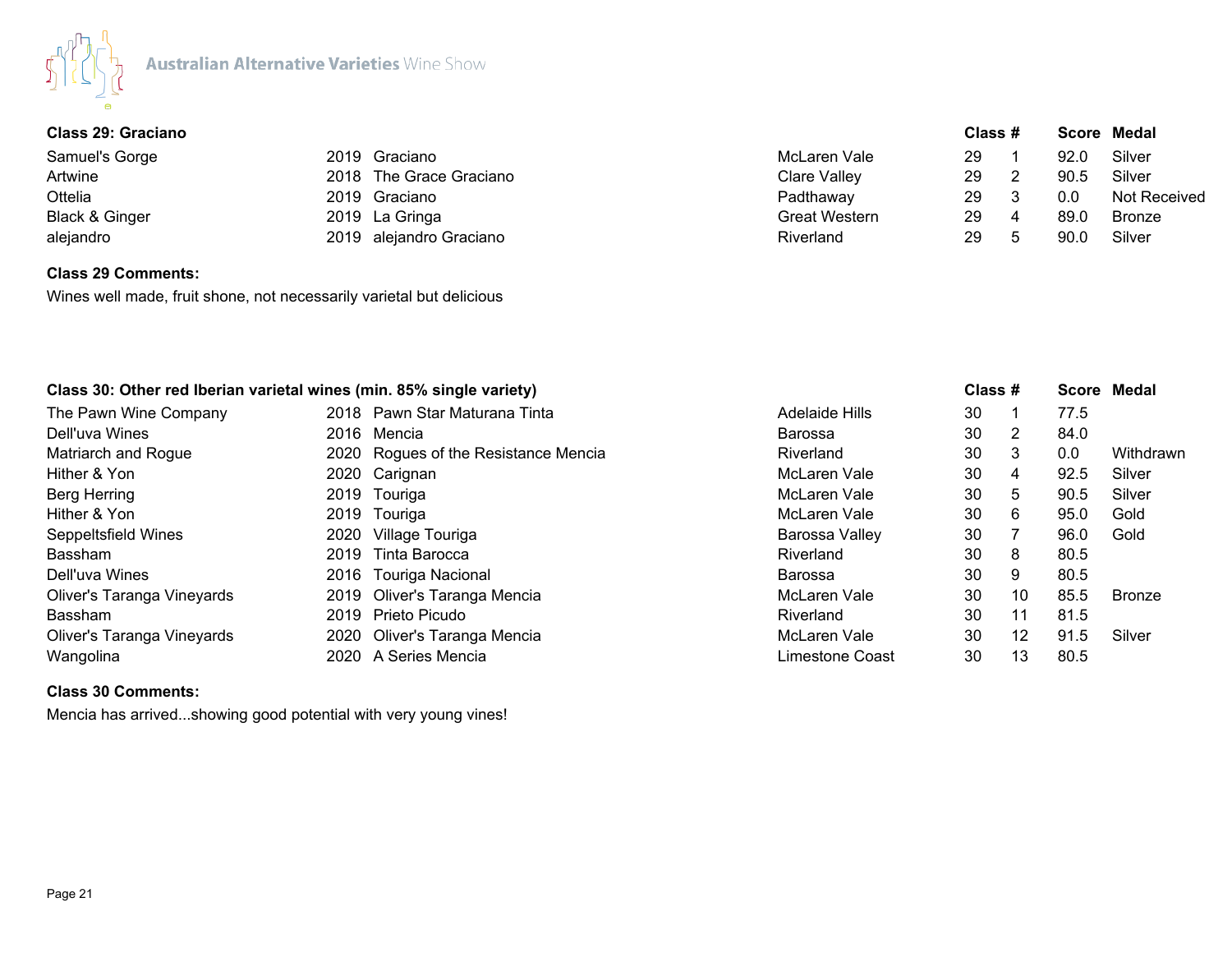Australian Alternative Varieties Wine Show

## Class 29: Graciano

| Class 29: Graciano | | | | Class # | | Score | Medal |
|---|---|---|---|---|---|---|---|
| Samuel's Gorge | 2019 | Graciano | McLaren Vale | 29 | 1 | 92.0 | Silver |
| Artwine | 2018 | The Grace Graciano | Clare Valley | 29 | 2 | 90.5 | Silver |
| Ottelia | 2019 | Graciano | Padthaway | 29 | 3 | 0.0 | Not Received |
| Black & Ginger | 2019 | La Gringa | Great Western | 29 | 4 | 89.0 | Bronze |
| alejandro | 2019 | alejandro Graciano | Riverland | 29 | 5 | 90.0 | Silver |

**Class 29 Comments:**

Wines well made, fruit shone, not necessarily varietal but delicious

## Class 30: Other red Iberian varietal wines (min. 85% single variety)

| Class 30: Other red Iberian varietal wines (min. 85% single variety) | | | | Class # | | Score | Medal |
|---|---|---|---|---|---|---|---|
| The Pawn Wine Company | 2018 | Pawn Star Maturana Tinta | Adelaide Hills | 30 | 1 | 77.5 | |
| Dell'uva Wines | 2016 | Mencia | Barossa | 30 | 2 | 84.0 | |
| Matriarch and Rogue | 2020 | Rogues of the Resistance Mencia | Riverland | 30 | 3 | 0.0 | Withdrawn |
| Hither & Yon | 2020 | Carignan | McLaren Vale | 30 | 4 | 92.5 | Silver |
| Berg Herring | 2019 | Touriga | McLaren Vale | 30 | 5 | 90.5 | Silver |
| Hither & Yon | 2019 | Touriga | McLaren Vale | 30 | 6 | 95.0 | Gold |
| Seppeltsfield Wines | 2020 | Village Touriga | Barossa Valley | 30 | 7 | 96.0 | Gold |
| Bassham | 2019 | Tinta Barocca | Riverland | 30 | 8 | 80.5 | |
| Dell'uva Wines | 2016 | Touriga Nacional | Barossa | 30 | 9 | 80.5 | |
| Oliver's Taranga Vineyards | 2019 | Oliver's Taranga Mencia | McLaren Vale | 30 | 10 | 85.5 | Bronze |
| Bassham | 2019 | Prieto Picudo | Riverland | 30 | 11 | 81.5 | |
| Oliver's Taranga Vineyards | 2020 | Oliver's Taranga Mencia | McLaren Vale | 30 | 12 | 91.5 | Silver |
| Wangolina | 2020 | A Series Mencia | Limestone Coast | 30 | 13 | 80.5 | |

**Class 30 Comments:**

Mencia has arrived...showing good potential with very young vines!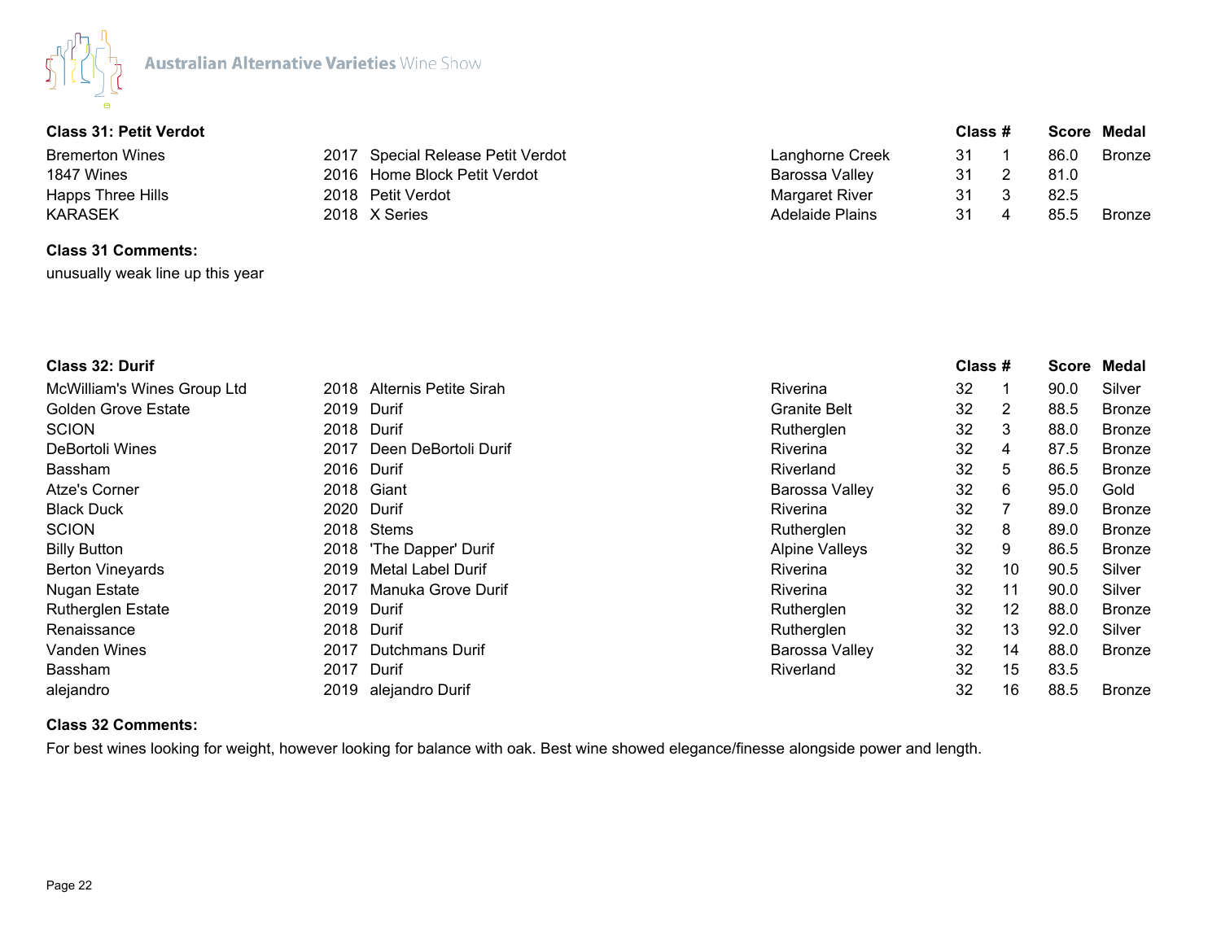Australian Alternative Varieties Wine Show

### Class 31: Petit Verdot

| Exhibitor | Year | Wine | Region | Class | # | Score | Medal |
|---|---|---|---|---|---|---|---|
| Bremerton Wines | 2017 | Special Release Petit Verdot | Langhorne Creek | 31 | 1 | 86.0 | Bronze |
| 1847 Wines | 2016 | Home Block Petit Verdot | Barossa Valley | 31 | 2 | 81.0 | |
| Happs Three Hills | 2018 | Petit Verdot | Margaret River | 31 | 3 | 82.5 | |
| KARASEK | 2018 | X Series | Adelaide Plains | 31 | 4 | 85.5 | Bronze |

**Class 31 Comments:**

unusually weak line up this year

### Class 32: Durif

| Exhibitor | Year | Wine | Region | Class | # | Score | Medal |
|---|---|---|---|---|---|---|---|
| McWilliam's Wines Group Ltd | 2018 | Alternis Petite Sirah | Riverina | 32 | 1 | 90.0 | Silver |
| Golden Grove Estate | 2019 | Durif | Granite Belt | 32 | 2 | 88.5 | Bronze |
| SCION | 2018 | Durif | Rutherglen | 32 | 3 | 88.0 | Bronze |
| DeBortoli Wines | 2017 | Deen DeBortoli Durif | Riverina | 32 | 4 | 87.5 | Bronze |
| Bassham | 2016 | Durif | Riverland | 32 | 5 | 86.5 | Bronze |
| Atze's Corner | 2018 | Giant | Barossa Valley | 32 | 6 | 95.0 | Gold |
| Black Duck | 2020 | Durif | Riverina | 32 | 7 | 89.0 | Bronze |
| SCION | 2018 | Stems | Rutherglen | 32 | 8 | 89.0 | Bronze |
| Billy Button | 2018 | 'The Dapper' Durif | Alpine Valleys | 32 | 9 | 86.5 | Bronze |
| Berton Vineyards | 2019 | Metal Label Durif | Riverina | 32 | 10 | 90.5 | Silver |
| Nugan Estate | 2017 | Manuka Grove Durif | Riverina | 32 | 11 | 90.0 | Silver |
| Rutherglen Estate | 2019 | Durif | Rutherglen | 32 | 12 | 88.0 | Bronze |
| Renaissance | 2018 | Durif | Rutherglen | 32 | 13 | 92.0 | Silver |
| Vanden Wines | 2017 | Dutchmans Durif | Barossa Valley | 32 | 14 | 88.0 | Bronze |
| Bassham | 2017 | Durif | Riverland | 32 | 15 | 83.5 | |
| alejandro | 2019 | alejandro Durif | | 32 | 16 | 88.5 | Bronze |

**Class 32 Comments:**

For best wines looking for weight, however looking for balance with oak. Best wine showed elegance/finesse alongside power and length.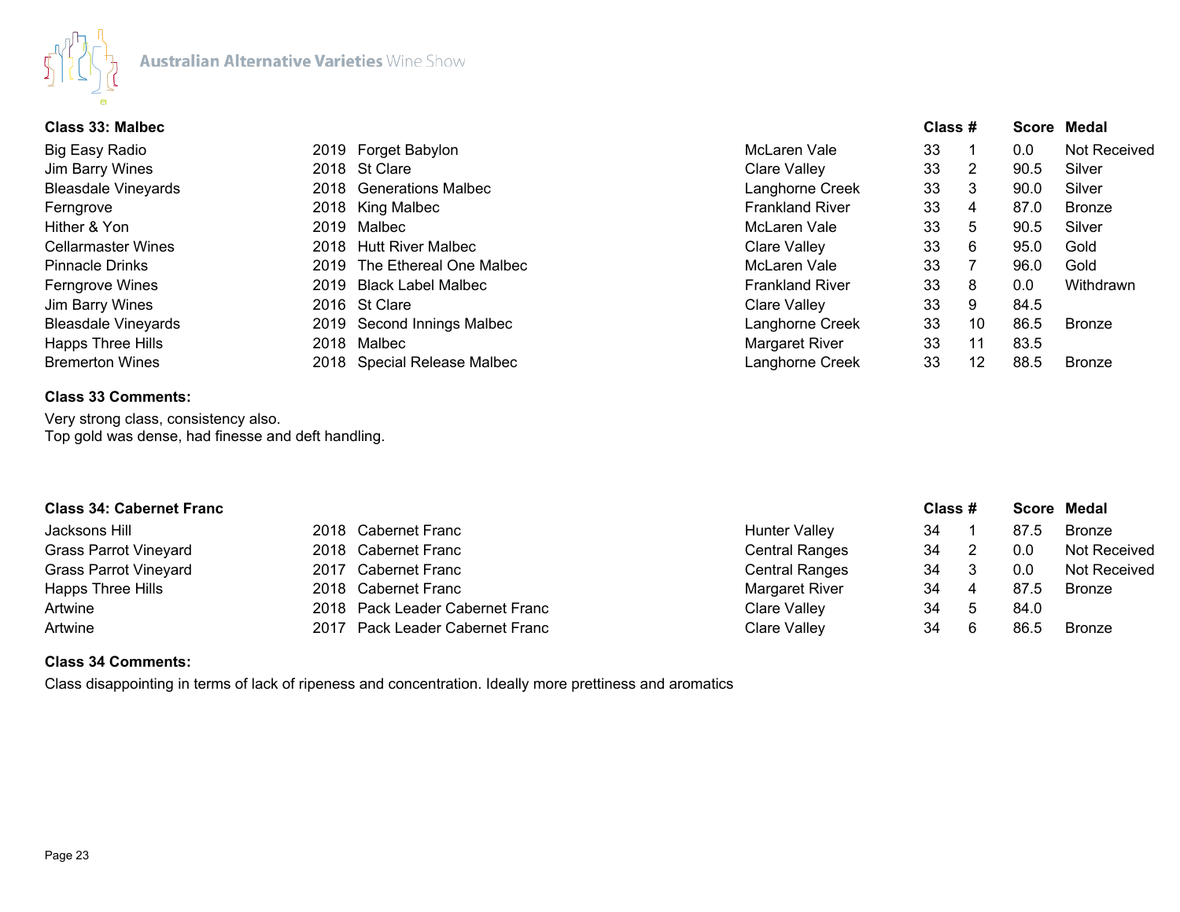### Class 33: Malbec

| Exhibitor | Vintage | Wine | Region | Class | # | Score | Medal |
|---|---|---|---|---|---|---|---|
| Big Easy Radio | 2019 | Forget Babylon | McLaren Vale | 33 | 1 | 0.0 | Not Received |
| Jim Barry Wines | 2018 | St Clare | Clare Valley | 33 | 2 | 90.5 | Silver |
| Bleasdale Vineyards | 2018 | Generations Malbec | Langhorne Creek | 33 | 3 | 90.0 | Silver |
| Ferngrove | 2018 | King Malbec | Frankland River | 33 | 4 | 87.0 | Bronze |
| Hither & Yon | 2019 | Malbec | McLaren Vale | 33 | 5 | 90.5 | Silver |
| Cellarmaster Wines | 2018 | Hutt River Malbec | Clare Valley | 33 | 6 | 95.0 | Gold |
| Pinnacle Drinks | 2019 | The Ethereal One Malbec | McLaren Vale | 33 | 7 | 96.0 | Gold |
| Ferngrove Wines | 2019 | Black Label Malbec | Frankland River | 33 | 8 | 0.0 | Withdrawn |
| Jim Barry Wines | 2016 | St Clare | Clare Valley | 33 | 9 | 84.5 | |
| Bleasdale Vineyards | 2019 | Second Innings Malbec | Langhorne Creek | 33 | 10 | 86.5 | Bronze |
| Happs Three Hills | 2018 | Malbec | Margaret River | 33 | 11 | 83.5 | |
| Bremerton Wines | 2018 | Special Release Malbec | Langhorne Creek | 33 | 12 | 88.5 | Bronze |

**Class 33 Comments:**

Very strong class, consistency also.
Top gold was dense, had finesse and deft handling.

### Class 34: Cabernet Franc

| Exhibitor | Vintage | Wine | Region | Class | # | Score | Medal |
|---|---|---|---|---|---|---|---|
| Jacksons Hill | 2018 | Cabernet Franc | Hunter Valley | 34 | 1 | 87.5 | Bronze |
| Grass Parrot Vineyard | 2018 | Cabernet Franc | Central Ranges | 34 | 2 | 0.0 | Not Received |
| Grass Parrot Vineyard | 2017 | Cabernet Franc | Central Ranges | 34 | 3 | 0.0 | Not Received |
| Happs Three Hills | 2018 | Cabernet Franc | Margaret River | 34 | 4 | 87.5 | Bronze |
| Artwine | 2018 | Pack Leader Cabernet Franc | Clare Valley | 34 | 5 | 84.0 | |
| Artwine | 2017 | Pack Leader Cabernet Franc | Clare Valley | 34 | 6 | 86.5 | Bronze |

**Class 34 Comments:**

Class disappointing in terms of lack of ripeness and concentration. Ideally more prettiness and aromatics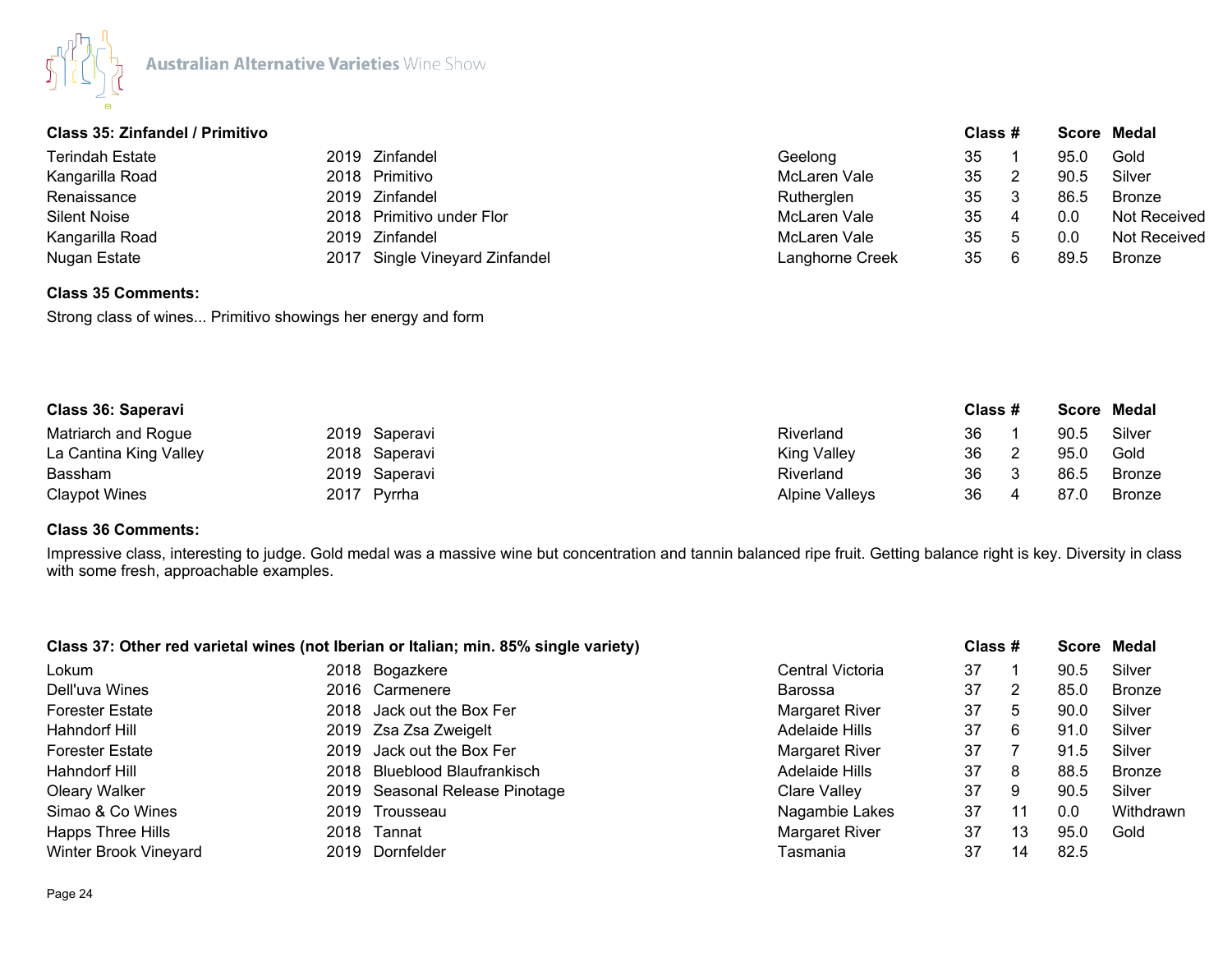## Class 35: Zinfandel / Primitivo

| Exhibitor | Year | Wine | Region | Class | # | Score | Medal |
|---|---|---|---|---|---|---|---|
| Terindah Estate | 2019 | Zinfandel | Geelong | 35 | 1 | 95.0 | Gold |
| Kangarilla Road | 2018 | Primitivo | McLaren Vale | 35 | 2 | 90.5 | Silver |
| Renaissance | 2019 | Zinfandel | Rutherglen | 35 | 3 | 86.5 | Bronze |
| Silent Noise | 2018 | Primitivo under Flor | McLaren Vale | 35 | 4 | 0.0 | Not Received |
| Kangarilla Road | 2019 | Zinfandel | McLaren Vale | 35 | 5 | 0.0 | Not Received |
| Nugan Estate | 2017 | Single Vineyard Zinfandel | Langhorne Creek | 35 | 6 | 89.5 | Bronze |

**Class 35 Comments:**

Strong class of wines... Primitivo showings her energy and form

## Class 36: Saperavi

| Exhibitor | Year | Wine | Region | Class | # | Score | Medal |
|---|---|---|---|---|---|---|---|
| Matriarch and Rogue | 2019 | Saperavi | Riverland | 36 | 1 | 90.5 | Silver |
| La Cantina King Valley | 2018 | Saperavi | King Valley | 36 | 2 | 95.0 | Gold |
| Bassham | 2019 | Saperavi | Riverland | 36 | 3 | 86.5 | Bronze |
| Claypot Wines | 2017 | Pyrrha | Alpine Valleys | 36 | 4 | 87.0 | Bronze |

**Class 36 Comments:**

Impressive class, interesting to judge. Gold medal was a massive wine but concentration and tannin balanced ripe fruit. Getting balance right is key. Diversity in class with some fresh, approachable examples.

## Class 37: Other red varietal wines (not Iberian or Italian; min. 85% single variety)

| Exhibitor | Year | Wine | Region | Class | # | Score | Medal |
|---|---|---|---|---|---|---|---|
| Lokum | 2018 | Bogazkere | Central Victoria | 37 | 1 | 90.5 | Silver |
| Dell'uva Wines | 2016 | Carmenere | Barossa | 37 | 2 | 85.0 | Bronze |
| Forester Estate | 2018 | Jack out the Box Fer | Margaret River | 37 | 5 | 90.0 | Silver |
| Hahndorf Hill | 2019 | Zsa Zsa Zweigelt | Adelaide Hills | 37 | 6 | 91.0 | Silver |
| Forester Estate | 2019 | Jack out the Box Fer | Margaret River | 37 | 7 | 91.5 | Silver |
| Hahndorf Hill | 2018 | Blueblood Blaufrankisch | Adelaide Hills | 37 | 8 | 88.5 | Bronze |
| Oleary Walker | 2019 | Seasonal Release Pinotage | Clare Valley | 37 | 9 | 90.5 | Silver |
| Simao & Co Wines | 2019 | Trousseau | Nagambie Lakes | 37 | 11 | 0.0 | Withdrawn |
| Happs Three Hills | 2018 | Tannat | Margaret River | 37 | 13 | 95.0 | Gold |
| Winter Brook Vineyard | 2019 | Dornfelder | Tasmania | 37 | 14 | 82.5 | |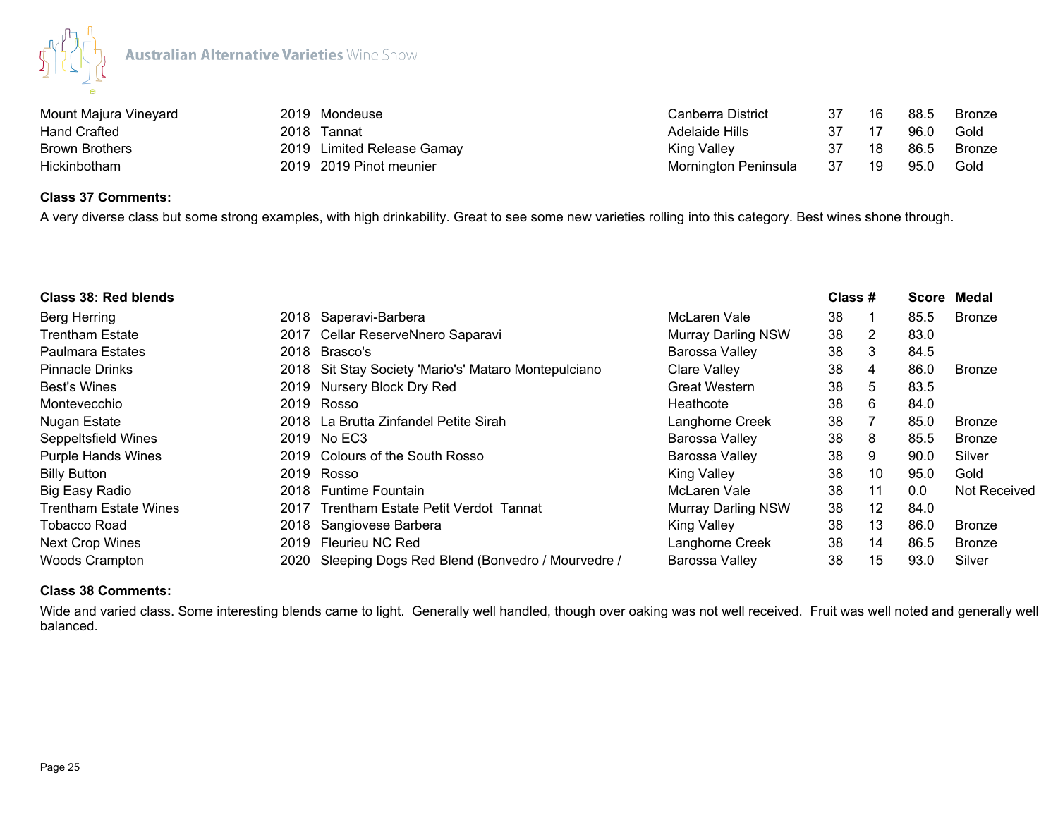| | | | | | | | |
|---|---|---|---|---|---|---|---|
| Mount Majura Vineyard | 2019 | Mondeuse | Canberra District | 37 | 16 | 88.5 | Bronze |
| Hand Crafted | 2018 | Tannat | Adelaide Hills | 37 | 17 | 96.0 | Gold |
| Brown Brothers | 2019 | Limited Release Gamay | King Valley | 37 | 18 | 86.5 | Bronze |
| Hickinbotham | 2019 | 2019 Pinot meunier | Mornington Peninsula | 37 | 19 | 95.0 | Gold |

**Class 37 Comments:**

A very diverse class but some strong examples, with high drinkability. Great to see some new varieties rolling into this category. Best wines shone through.

| Class 38: Red blends | | | | Class # | | Score | Medal |
|---|---|---|---|---|---|---|---|
| Berg Herring | 2018 | Saperavi-Barbera | McLaren Vale | 38 | 1 | 85.5 | Bronze |
| Trentham Estate | 2017 | Cellar ReserveNnero Saparavi | Murray Darling NSW | 38 | 2 | 83.0 | |
| Paulmara Estates | 2018 | Brasco's | Barossa Valley | 38 | 3 | 84.5 | |
| Pinnacle Drinks | 2018 | Sit Stay Society 'Mario's' Mataro Montepulciano | Clare Valley | 38 | 4 | 86.0 | Bronze |
| Best's Wines | 2019 | Nursery Block Dry Red | Great Western | 38 | 5 | 83.5 | |
| Montevecchio | 2019 | Rosso | Heathcote | 38 | 6 | 84.0 | |
| Nugan Estate | 2018 | La Brutta Zinfandel Petite Sirah | Langhorne Creek | 38 | 7 | 85.0 | Bronze |
| Seppeltsfield Wines | 2019 | No EC3 | Barossa Valley | 38 | 8 | 85.5 | Bronze |
| Purple Hands Wines | 2019 | Colours of the South Rosso | Barossa Valley | 38 | 9 | 90.0 | Silver |
| Billy Button | 2019 | Rosso | King Valley | 38 | 10 | 95.0 | Gold |
| Big Easy Radio | 2018 | Funtime Fountain | McLaren Vale | 38 | 11 | 0.0 | Not Received |
| Trentham Estate Wines | 2017 | Trentham Estate Petit Verdot Tannat | Murray Darling NSW | 38 | 12 | 84.0 | |
| Tobacco Road | 2018 | Sangiovese Barbera | King Valley | 38 | 13 | 86.0 | Bronze |
| Next Crop Wines | 2019 | Fleurieu NC Red | Langhorne Creek | 38 | 14 | 86.5 | Bronze |
| Woods Crampton | 2020 | Sleeping Dogs Red Blend (Bonvedro / Mourvedre / | Barossa Valley | 38 | 15 | 93.0 | Silver |

**Class 38 Comments:**

Wide and varied class. Some interesting blends came to light. Generally well handled, though over oaking was not well received. Fruit was well noted and generally well balanced.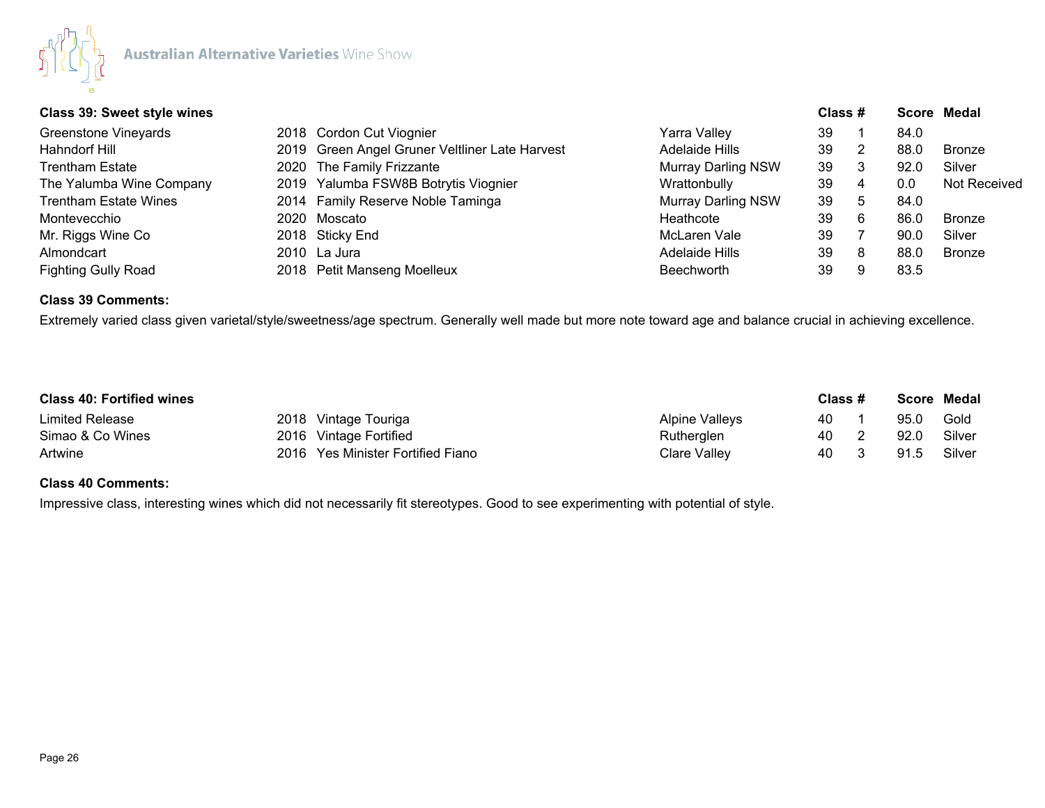### Class 39: Sweet style wines

| | | | | Class # | | Score | Medal |
|---|---|---|---|---|---|---|---|
| Greenstone Vineyards | 2018 | Cordon Cut Viognier | Yarra Valley | 39 | 1 | 84.0 | |
| Hahndorf Hill | 2019 | Green Angel Gruner Veltliner Late Harvest | Adelaide Hills | 39 | 2 | 88.0 | Bronze |
| Trentham Estate | 2020 | The Family Frizzante | Murray Darling NSW | 39 | 3 | 92.0 | Silver |
| The Yalumba Wine Company | 2019 | Yalumba FSW8B Botrytis Viognier | Wrattonbully | 39 | 4 | 0.0 | Not Received |
| Trentham Estate Wines | 2014 | Family Reserve Noble Taminga | Murray Darling NSW | 39 | 5 | 84.0 | |
| Montevecchio | 2020 | Moscato | Heathcote | 39 | 6 | 86.0 | Bronze |
| Mr. Riggs Wine Co | 2018 | Sticky End | McLaren Vale | 39 | 7 | 90.0 | Silver |
| Almondcart | 2010 | La Jura | Adelaide Hills | 39 | 8 | 88.0 | Bronze |
| Fighting Gully Road | 2018 | Petit Manseng Moelleux | Beechworth | 39 | 9 | 83.5 | |

**Class 39 Comments:**

Extremely varied class given varietal/style/sweetness/age spectrum. Generally well made but more note toward age and balance crucial in achieving excellence.

### Class 40: Fortified wines

| | | | | Class # | | Score | Medal |
|---|---|---|---|---|---|---|---|
| Limited Release | 2018 | Vintage Touriga | Alpine Valleys | 40 | 1 | 95.0 | Gold |
| Simao & Co Wines | 2016 | Vintage Fortified | Rutherglen | 40 | 2 | 92.0 | Silver |
| Artwine | 2016 | Yes Minister Fortified Fiano | Clare Valley | 40 | 3 | 91.5 | Silver |

**Class 40 Comments:**

Impressive class, interesting wines which did not necessarily fit stereotypes. Good to see experimenting with potential of style.